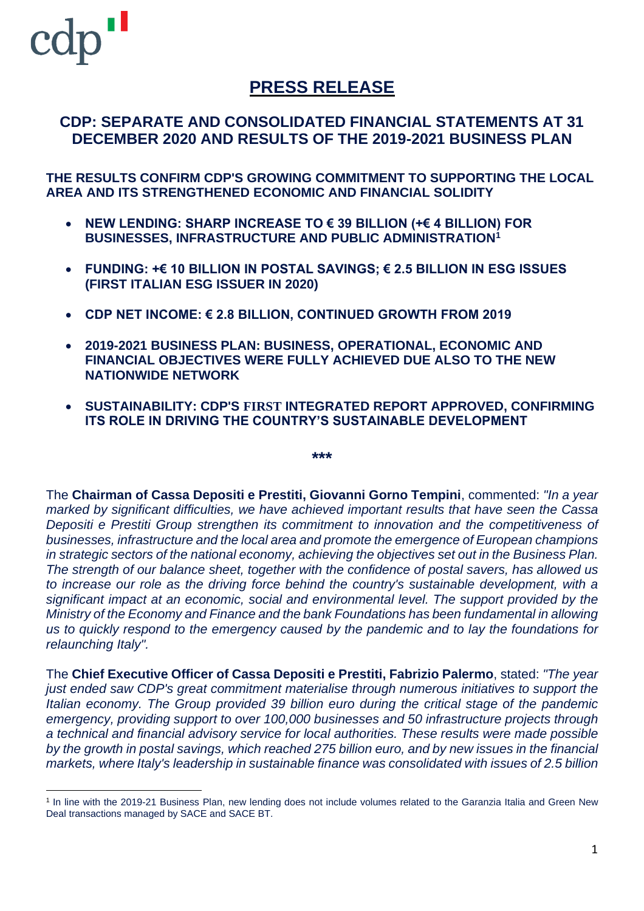# PRESS RELEASE

## CDP: SEPARATE AND CONSOLIDATED FINANCIAL STATEMENTS AT 31 DECEMBER 2020 AND RESULTS OF THE 2019-2021 BUSINESS PLAN

**THE RESULTS CONFIRM CDP'S GROWING COMMITMENT TO SUPPORTING THE LOCAL AREA AND ITS STRENGTHENED ECONOMIC AND FINANCIAL SOLIDITY**

- **NEW LENDING: SHARP INCREASE TO € 39 BILLION (+€ 4 BILLION) FOR BUSINESSES, INFRASTRUCTURE AND PUBLIC ADMINISTRATION[1]**
- **FUNDING: +€ 10 BILLION IN POSTAL SAVINGS; € 2.5 BILLION IN ESG ISSUES (FIRST ITALIAN ESG ISSUER IN 2020)**
- **CDP NET INCOME: € 2.8 BILLION, CONTINUED GROWTH FROM 2019**
- **2019-2021 BUSINESS PLAN: BUSINESS, OPERATIONAL, ECONOMIC AND FINANCIAL OBJECTIVES WERE FULLY ACHIEVED DUE ALSO TO THE NEW NATIONWIDE NETWORK**
- **SUSTAINABILITY: CDP'S FIRST INTEGRATED REPORT APPROVED, CONFIRMING ITS ROLE IN DRIVING THE COUNTRY'S SUSTAINABLE DEVELOPMENT**

***

The **Chairman of Cassa Depositi e Prestiti, Giovanni Gorno Tempini**, commented: *"In a year marked by significant difficulties, we have achieved important results that have seen the Cassa Depositi e Prestiti Group strengthen its commitment to innovation and the competitiveness of businesses, infrastructure and the local area and promote the emergence of European champions in strategic sectors of the national economy, achieving the objectives set out in the Business Plan. The strength of our balance sheet, together with the confidence of postal savers, has allowed us to increase our role as the driving force behind the country's sustainable development, with a significant impact at an economic, social and environmental level. The support provided by the Ministry of the Economy and Finance and the bank Foundations has been fundamental in allowing us to quickly respond to the emergency caused by the pandemic and to lay the foundations for relaunching Italy".*

The **Chief Executive Officer of Cassa Depositi e Prestiti, Fabrizio Palermo**, stated: *"The year just ended saw CDP's great commitment materialise through numerous initiatives to support the Italian economy. The Group provided 39 billion euro during the critical stage of the pandemic emergency, providing support to over 100,000 businesses and 50 infrastructure projects through a technical and financial advisory service for local authorities. These results were made possible by the growth in postal savings, which reached 275 billion euro, and by new issues in the financial markets, where Italy's leadership in sustainable finance was consolidated with issues of 2.5 billion*

[1] In line with the 2019-21 Business Plan, new lending does not include volumes related to the Garanzia Italia and Green New Deal transactions managed by SACE and SACE BT.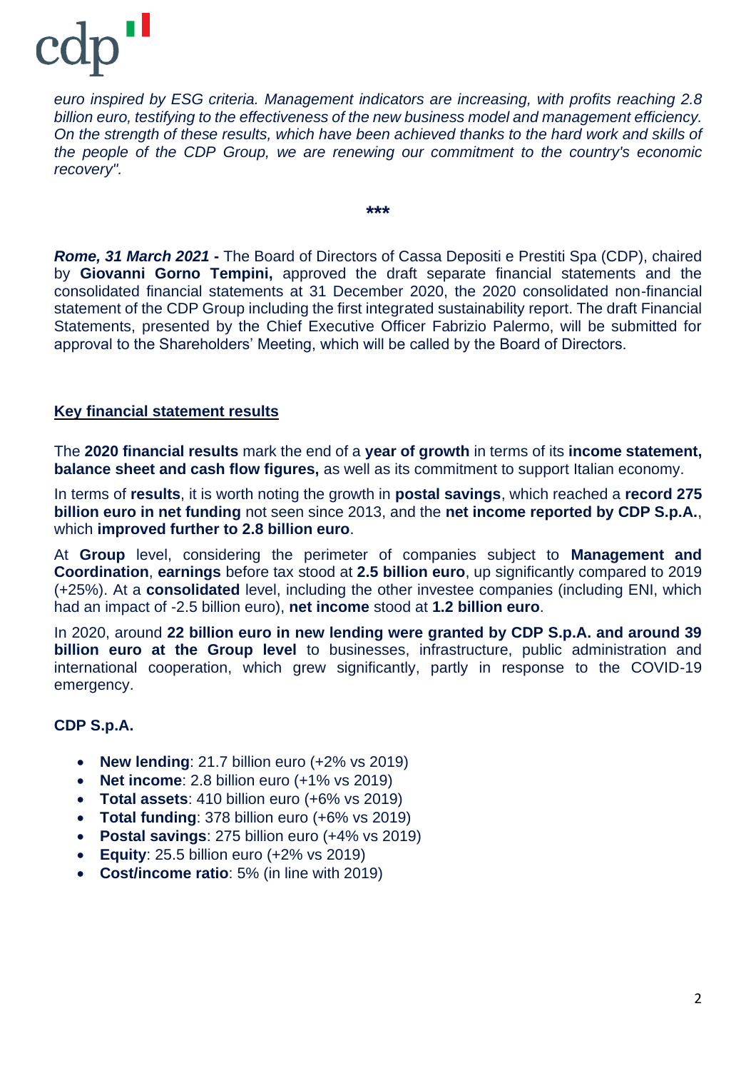*euro inspired by ESG criteria. Management indicators are increasing, with profits reaching 2.8 billion euro, testifying to the effectiveness of the new business model and management efficiency. On the strength of these results, which have been achieved thanks to the hard work and skills of the people of the CDP Group, we are renewing our commitment to the country's economic recovery".*

***

***Rome, 31 March 2021* -** The Board of Directors of Cassa Depositi e Prestiti Spa (CDP), chaired by **Giovanni Gorno Tempini,** approved the draft separate financial statements and the consolidated financial statements at 31 December 2020, the 2020 consolidated non-financial statement of the CDP Group including the first integrated sustainability report. The draft Financial Statements, presented by the Chief Executive Officer Fabrizio Palermo, will be submitted for approval to the Shareholders' Meeting, which will be called by the Board of Directors.

## Key financial statement results

The **2020 financial results** mark the end of a **year of growth** in terms of its **income statement, balance sheet and cash flow figures,** as well as its commitment to support Italian economy.

In terms of **results**, it is worth noting the growth in **postal savings**, which reached a **record 275 billion euro in net funding** not seen since 2013, and the **net income reported by CDP S.p.A.**, which **improved further to 2.8 billion euro**.

At **Group** level, considering the perimeter of companies subject to **Management and Coordination**, **earnings** before tax stood at **2.5 billion euro**, up significantly compared to 2019 (+25%). At a **consolidated** level, including the other investee companies (including ENI, which had an impact of -2.5 billion euro), **net income** stood at **1.2 billion euro**.

In 2020, around **22 billion euro in new lending were granted by CDP S.p.A. and around 39 billion euro at the Group level** to businesses, infrastructure, public administration and international cooperation, which grew significantly, partly in response to the COVID-19 emergency.

### CDP S.p.A.

- **New lending**: 21.7 billion euro (+2% vs 2019)
- **Net income**: 2.8 billion euro (+1% vs 2019)
- **Total assets**: 410 billion euro (+6% vs 2019)
- **Total funding**: 378 billion euro (+6% vs 2019)
- **Postal savings**: 275 billion euro (+4% vs 2019)
- **Equity**: 25.5 billion euro (+2% vs 2019)
- **Cost/income ratio**: 5% (in line with 2019)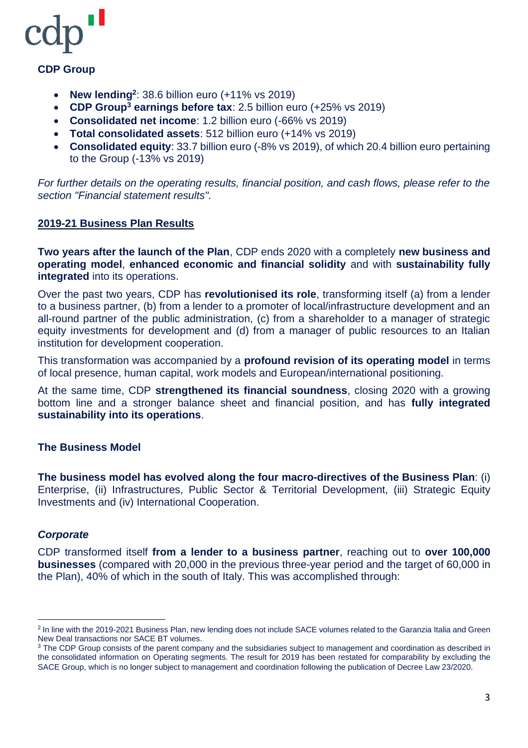**CDP Group**

- **New lending[2]**: 38.6 billion euro (+11% vs 2019)
- **CDP Group[3] earnings before tax**: 2.5 billion euro (+25% vs 2019)
- **Consolidated net income**: 1.2 billion euro (-66% vs 2019)
- **Total consolidated assets**: 512 billion euro (+14% vs 2019)
- **Consolidated equity**: 33.7 billion euro (-8% vs 2019), of which 20.4 billion euro pertaining to the Group (-13% vs 2019)

*For further details on the operating results, financial position, and cash flows, please refer to the section "Financial statement results".*

## 2019-21 Business Plan Results

**Two years after the launch of the Plan**, CDP ends 2020 with a completely **new business and operating model**, **enhanced economic and financial solidity** and with **sustainability fully integrated** into its operations.

Over the past two years, CDP has **revolutionised its role**, transforming itself (a) from a lender to a business partner, (b) from a lender to a promoter of local/infrastructure development and an all-round partner of the public administration, (c) from a shareholder to a manager of strategic equity investments for development and (d) from a manager of public resources to an Italian institution for development cooperation.

This transformation was accompanied by a **profound revision of its operating model** in terms of local presence, human capital, work models and European/international positioning.

At the same time, CDP **strengthened its financial soundness**, closing 2020 with a growing bottom line and a stronger balance sheet and financial position, and has **fully integrated sustainability into its operations**.

### The Business Model

**The business model has evolved along the four macro-directives of the Business Plan**: (i) Enterprise, (ii) Infrastructures, Public Sector & Territorial Development, (iii) Strategic Equity Investments and (iv) International Cooperation.

#### *Corporate*

CDP transformed itself **from a lender to a business partner**, reaching out to **over 100,000 businesses** (compared with 20,000 in the previous three-year period and the target of 60,000 in the Plan), 40% of which in the south of Italy. This was accomplished through:

---

[2] In line with the 2019-2021 Business Plan, new lending does not include SACE volumes related to the Garanzia Italia and Green New Deal transactions nor SACE BT volumes.

[3] The CDP Group consists of the parent company and the subsidiaries subject to management and coordination as described in the consolidated information on Operating segments. The result for 2019 has been restated for comparability by excluding the SACE Group, which is no longer subject to management and coordination following the publication of Decree Law 23/2020.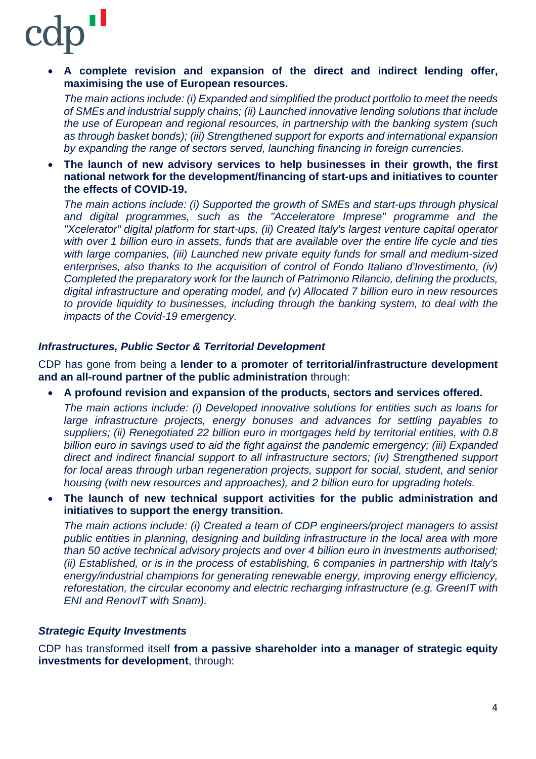- **A complete revision and expansion of the direct and indirect lending offer, maximising the use of European resources.**

  *The main actions include: (i) Expanded and simplified the product portfolio to meet the needs of SMEs and industrial supply chains; (ii) Launched innovative lending solutions that include the use of European and regional resources, in partnership with the banking system (such as through basket bonds); (iii) Strengthened support for exports and international expansion by expanding the range of sectors served, launching financing in foreign currencies.*

- **The launch of new advisory services to help businesses in their growth, the first national network for the development/financing of start-ups and initiatives to counter the effects of COVID-19.**

  *The main actions include: (i) Supported the growth of SMEs and start-ups through physical and digital programmes, such as the "Acceleratore Imprese" programme and the "Xcelerator" digital platform for start-ups, (ii) Created Italy's largest venture capital operator with over 1 billion euro in assets, funds that are available over the entire life cycle and ties with large companies, (iii) Launched new private equity funds for small and medium-sized enterprises, also thanks to the acquisition of control of Fondo Italiano d'Investimento, (iv) Completed the preparatory work for the launch of Patrimonio Rilancio, defining the products, digital infrastructure and operating model, and (v) Allocated 7 billion euro in new resources to provide liquidity to businesses, including through the banking system, to deal with the impacts of the Covid-19 emergency.*

### *Infrastructures, Public Sector & Territorial Development*

CDP has gone from being a **lender to a promoter of territorial/infrastructure development and an all-round partner of the public administration** through:

- **A profound revision and expansion of the products, sectors and services offered.**

  *The main actions include: (i) Developed innovative solutions for entities such as loans for large infrastructure projects, energy bonuses and advances for settling payables to suppliers; (ii) Renegotiated 22 billion euro in mortgages held by territorial entities, with 0.8 billion euro in savings used to aid the fight against the pandemic emergency; (iii) Expanded direct and indirect financial support to all infrastructure sectors; (iv) Strengthened support for local areas through urban regeneration projects, support for social, student, and senior housing (with new resources and approaches), and 2 billion euro for upgrading hotels.*

- **The launch of new technical support activities for the public administration and initiatives to support the energy transition.**

  *The main actions include: (i) Created a team of CDP engineers/project managers to assist public entities in planning, designing and building infrastructure in the local area with more than 50 active technical advisory projects and over 4 billion euro in investments authorised; (ii) Established, or is in the process of establishing, 6 companies in partnership with Italy's energy/industrial champions for generating renewable energy, improving energy efficiency, reforestation, the circular economy and electric recharging infrastructure (e.g. GreenIT with ENI and RenovIT with Snam).*

### *Strategic Equity Investments*

CDP has transformed itself **from a passive shareholder into a manager of strategic equity investments for development**, through: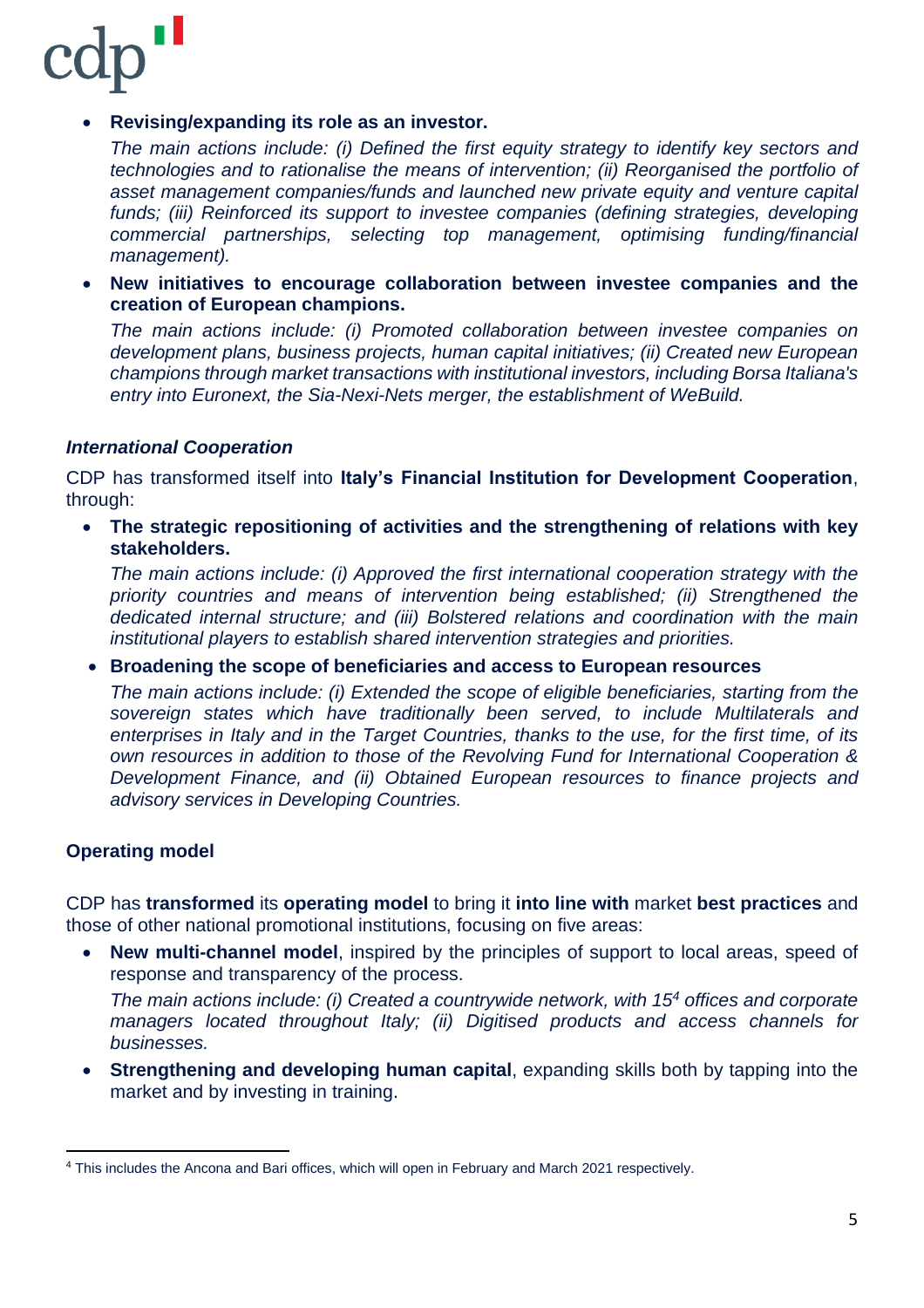- **Revising/expanding its role as an investor.**

  *The main actions include: (i) Defined the first equity strategy to identify key sectors and technologies and to rationalise the means of intervention; (ii) Reorganised the portfolio of asset management companies/funds and launched new private equity and venture capital funds; (iii) Reinforced its support to investee companies (defining strategies, developing commercial partnerships, selecting top management, optimising funding/financial management).*

- **New initiatives to encourage collaboration between investee companies and the creation of European champions.**

  *The main actions include: (i) Promoted collaboration between investee companies on development plans, business projects, human capital initiatives; (ii) Created new European champions through market transactions with institutional investors, including Borsa Italiana's entry into Euronext, the Sia-Nexi-Nets merger, the establishment of WeBuild.*

***International Cooperation***

CDP has transformed itself into **Italy's Financial Institution for Development Cooperation**, through:

- **The strategic repositioning of activities and the strengthening of relations with key stakeholders.**

  *The main actions include: (i) Approved the first international cooperation strategy with the priority countries and means of intervention being established; (ii) Strengthened the dedicated internal structure; and (iii) Bolstered relations and coordination with the main institutional players to establish shared intervention strategies and priorities.*

- **Broadening the scope of beneficiaries and access to European resources**

  *The main actions include: (i) Extended the scope of eligible beneficiaries, starting from the sovereign states which have traditionally been served, to include Multilaterals and enterprises in Italy and in the Target Countries, thanks to the use, for the first time, of its own resources in addition to those of the Revolving Fund for International Cooperation & Development Finance, and (ii) Obtained European resources to finance projects and advisory services in Developing Countries.*

**Operating model**

CDP has **transformed** its **operating model** to bring it **into line with** market **best practices** and those of other national promotional institutions, focusing on five areas:

- **New multi-channel model**, inspired by the principles of support to local areas, speed of response and transparency of the process.

  *The main actions include: (i) Created a countrywide network, with 15[4] offices and corporate managers located throughout Italy; (ii) Digitised products and access channels for businesses.*

- **Strengthening and developing human capital**, expanding skills both by tapping into the market and by investing in training.

[4] This includes the Ancona and Bari offices, which will open in February and March 2021 respectively.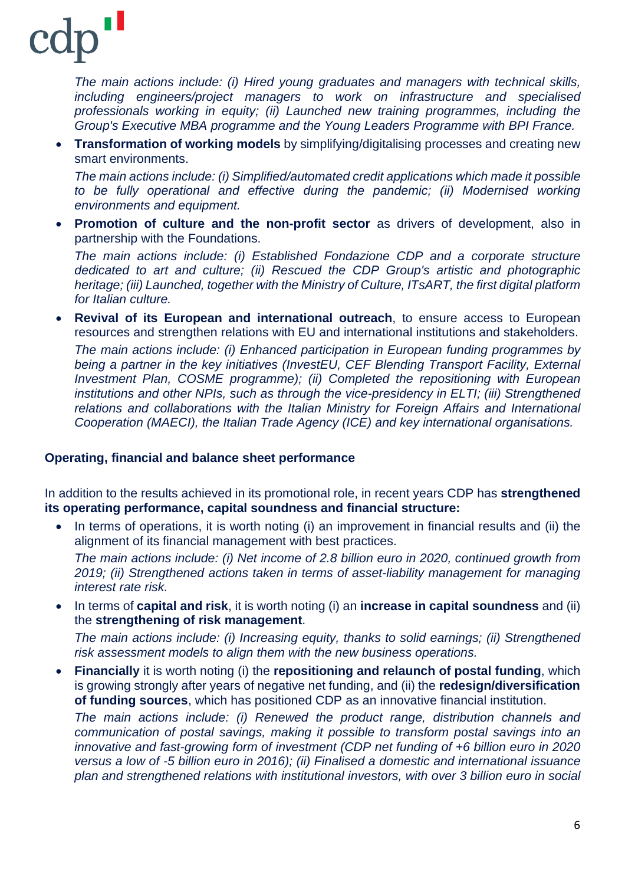*The main actions include: (i) Hired young graduates and managers with technical skills, including engineers/project managers to work on infrastructure and specialised professionals working in equity; (ii) Launched new training programmes, including the Group's Executive MBA programme and the Young Leaders Programme with BPI France.*

- **Transformation of working models** by simplifying/digitalising processes and creating new smart environments.

  *The main actions include: (i) Simplified/automated credit applications which made it possible to be fully operational and effective during the pandemic; (ii) Modernised working environments and equipment.*

- **Promotion of culture and the non-profit sector** as drivers of development, also in partnership with the Foundations.

  *The main actions include: (i) Established Fondazione CDP and a corporate structure dedicated to art and culture; (ii) Rescued the CDP Group's artistic and photographic heritage; (iii) Launched, together with the Ministry of Culture, ITsART, the first digital platform for Italian culture.*

- **Revival of its European and international outreach**, to ensure access to European resources and strengthen relations with EU and international institutions and stakeholders.

  *The main actions include: (i) Enhanced participation in European funding programmes by being a partner in the key initiatives (InvestEU, CEF Blending Transport Facility, External Investment Plan, COSME programme); (ii) Completed the repositioning with European institutions and other NPIs, such as through the vice-presidency in ELTI; (iii) Strengthened relations and collaborations with the Italian Ministry for Foreign Affairs and International Cooperation (MAECI), the Italian Trade Agency (ICE) and key international organisations.*

**Operating, financial and balance sheet performance**

In addition to the results achieved in its promotional role, in recent years CDP has **strengthened its operating performance, capital soundness and financial structure:**

- In terms of operations, it is worth noting (i) an improvement in financial results and (ii) the alignment of its financial management with best practices.

  *The main actions include: (i) Net income of 2.8 billion euro in 2020, continued growth from 2019; (ii) Strengthened actions taken in terms of asset-liability management for managing interest rate risk.*

- In terms of **capital and risk**, it is worth noting (i) an **increase in capital soundness** and (ii) the **strengthening of risk management**.

  *The main actions include: (i) Increasing equity, thanks to solid earnings; (ii) Strengthened risk assessment models to align them with the new business operations.*

- **Financially** it is worth noting (i) the **repositioning and relaunch of postal funding**, which is growing strongly after years of negative net funding, and (ii) the **redesign/diversification of funding sources**, which has positioned CDP as an innovative financial institution.

  *The main actions include: (i) Renewed the product range, distribution channels and communication of postal savings, making it possible to transform postal savings into an innovative and fast-growing form of investment (CDP net funding of +6 billion euro in 2020 versus a low of -5 billion euro in 2016); (ii) Finalised a domestic and international issuance plan and strengthened relations with institutional investors, with over 3 billion euro in social*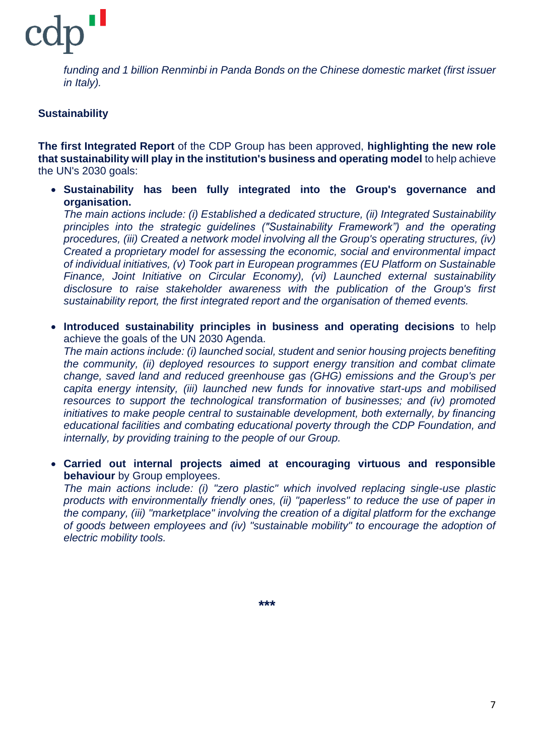*funding and 1 billion Renminbi in Panda Bonds on the Chinese domestic market (first issuer in Italy).*

**Sustainability**

**The first Integrated Report** of the CDP Group has been approved, **highlighting the new role that sustainability will play in the institution's business and operating model** to help achieve the UN's 2030 goals:

- **Sustainability has been fully integrated into the Group's governance and organisation.**
  *The main actions include: (i) Established a dedicated structure, (ii) Integrated Sustainability principles into the strategic guidelines ("Sustainability Framework") and the operating procedures, (iii) Created a network model involving all the Group's operating structures, (iv) Created a proprietary model for assessing the economic, social and environmental impact of individual initiatives, (v) Took part in European programmes (EU Platform on Sustainable Finance, Joint Initiative on Circular Economy), (vi) Launched external sustainability disclosure to raise stakeholder awareness with the publication of the Group's first sustainability report, the first integrated report and the organisation of themed events.*

- **Introduced sustainability principles in business and operating decisions** to help achieve the goals of the UN 2030 Agenda.
  *The main actions include: (i) launched social, student and senior housing projects benefiting the community, (ii) deployed resources to support energy transition and combat climate change, saved land and reduced greenhouse gas (GHG) emissions and the Group's per capita energy intensity, (iii) launched new funds for innovative start-ups and mobilised resources to support the technological transformation of businesses; and (iv) promoted initiatives to make people central to sustainable development, both externally, by financing educational facilities and combating educational poverty through the CDP Foundation, and internally, by providing training to the people of our Group.*

- **Carried out internal projects aimed at encouraging virtuous and responsible behaviour** by Group employees.
  *The main actions include: (i) "zero plastic" which involved replacing single-use plastic products with environmentally friendly ones, (ii) "paperless" to reduce the use of paper in the company, (iii) "marketplace" involving the creation of a digital platform for the exchange of goods between employees and (iv) "sustainable mobility" to encourage the adoption of electric mobility tools.*

***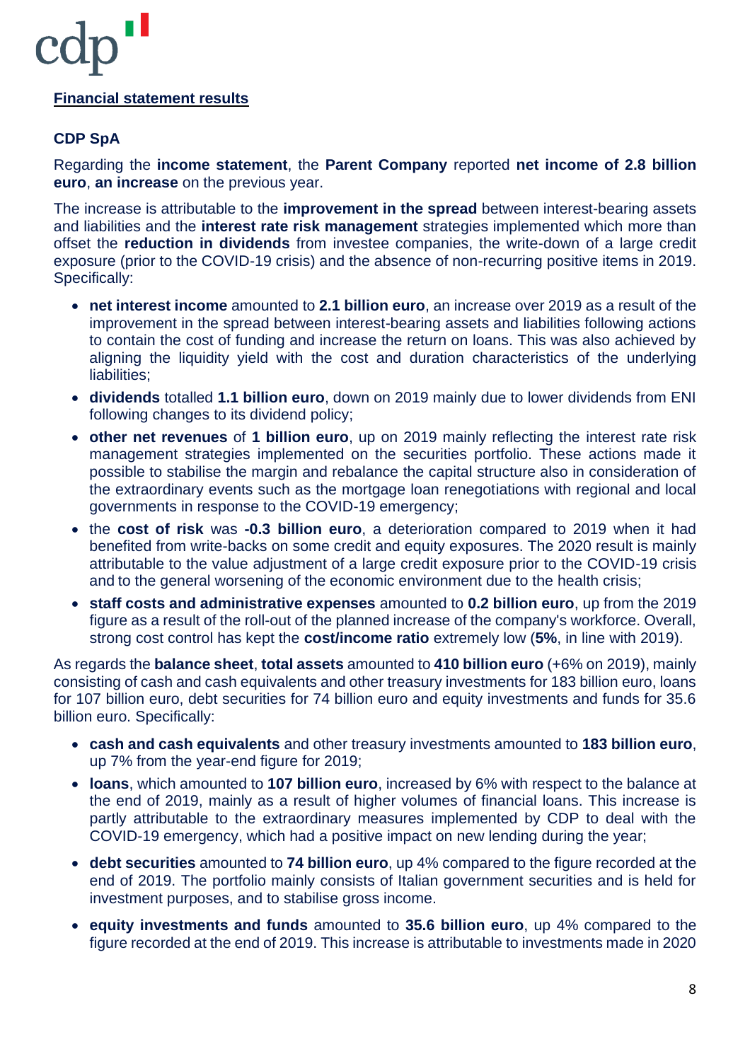## Financial statement results

### CDP SpA

Regarding the **income statement**, the **Parent Company** reported **net income of 2.8 billion euro**, **an increase** on the previous year.

The increase is attributable to the **improvement in the spread** between interest-bearing assets and liabilities and the **interest rate risk management** strategies implemented which more than offset the **reduction in dividends** from investee companies, the write-down of a large credit exposure (prior to the COVID-19 crisis) and the absence of non-recurring positive items in 2019. Specifically:

- **net interest income** amounted to **2.1 billion euro**, an increase over 2019 as a result of the improvement in the spread between interest-bearing assets and liabilities following actions to contain the cost of funding and increase the return on loans. This was also achieved by aligning the liquidity yield with the cost and duration characteristics of the underlying liabilities;
- **dividends** totalled **1.1 billion euro**, down on 2019 mainly due to lower dividends from ENI following changes to its dividend policy;
- **other net revenues** of **1 billion euro**, up on 2019 mainly reflecting the interest rate risk management strategies implemented on the securities portfolio. These actions made it possible to stabilise the margin and rebalance the capital structure also in consideration of the extraordinary events such as the mortgage loan renegotiations with regional and local governments in response to the COVID-19 emergency;
- the **cost of risk** was **-0.3 billion euro**, a deterioration compared to 2019 when it had benefited from write-backs on some credit and equity exposures. The 2020 result is mainly attributable to the value adjustment of a large credit exposure prior to the COVID-19 crisis and to the general worsening of the economic environment due to the health crisis;
- **staff costs and administrative expenses** amounted to **0.2 billion euro**, up from the 2019 figure as a result of the roll-out of the planned increase of the company's workforce. Overall, strong cost control has kept the **cost/income ratio** extremely low (**5%**, in line with 2019).

As regards the **balance sheet**, **total assets** amounted to **410 billion euro** (+6% on 2019), mainly consisting of cash and cash equivalents and other treasury investments for 183 billion euro, loans for 107 billion euro, debt securities for 74 billion euro and equity investments and funds for 35.6 billion euro. Specifically:

- **cash and cash equivalents** and other treasury investments amounted to **183 billion euro**, up 7% from the year-end figure for 2019;
- **loans**, which amounted to **107 billion euro**, increased by 6% with respect to the balance at the end of 2019, mainly as a result of higher volumes of financial loans. This increase is partly attributable to the extraordinary measures implemented by CDP to deal with the COVID-19 emergency, which had a positive impact on new lending during the year;
- **debt securities** amounted to **74 billion euro**, up 4% compared to the figure recorded at the end of 2019. The portfolio mainly consists of Italian government securities and is held for investment purposes, and to stabilise gross income.
- **equity investments and funds** amounted to **35.6 billion euro**, up 4% compared to the figure recorded at the end of 2019. This increase is attributable to investments made in 2020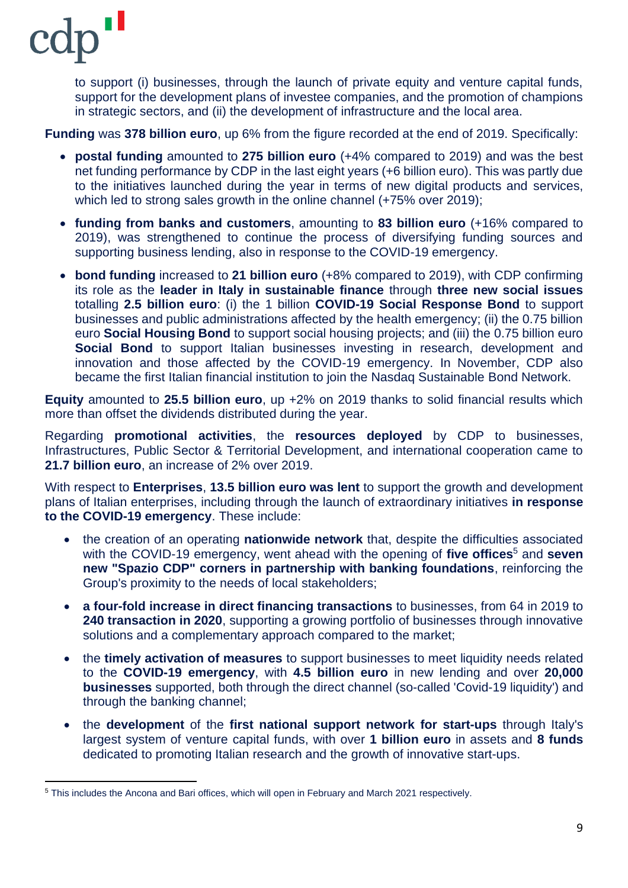to support (i) businesses, through the launch of private equity and venture capital funds, support for the development plans of investee companies, and the promotion of champions in strategic sectors, and (ii) the development of infrastructure and the local area.

**Funding** was **378 billion euro**, up 6% from the figure recorded at the end of 2019. Specifically:

- **postal funding** amounted to **275 billion euro** (+4% compared to 2019) and was the best net funding performance by CDP in the last eight years (+6 billion euro). This was partly due to the initiatives launched during the year in terms of new digital products and services, which led to strong sales growth in the online channel (+75% over 2019);
- **funding from banks and customers**, amounting to **83 billion euro** (+16% compared to 2019), was strengthened to continue the process of diversifying funding sources and supporting business lending, also in response to the COVID-19 emergency.
- **bond funding** increased to **21 billion euro** (+8% compared to 2019), with CDP confirming its role as the **leader in Italy in sustainable finance** through **three new social issues** totalling **2.5 billion euro**: (i) the 1 billion **COVID-19 Social Response Bond** to support businesses and public administrations affected by the health emergency; (ii) the 0.75 billion euro **Social Housing Bond** to support social housing projects; and (iii) the 0.75 billion euro **Social Bond** to support Italian businesses investing in research, development and innovation and those affected by the COVID-19 emergency. In November, CDP also became the first Italian financial institution to join the Nasdaq Sustainable Bond Network.

**Equity** amounted to **25.5 billion euro**, up +2% on 2019 thanks to solid financial results which more than offset the dividends distributed during the year.

Regarding **promotional activities**, the **resources deployed** by CDP to businesses, Infrastructures, Public Sector & Territorial Development, and international cooperation came to **21.7 billion euro**, an increase of 2% over 2019.

With respect to **Enterprises**, **13.5 billion euro was lent** to support the growth and development plans of Italian enterprises, including through the launch of extraordinary initiatives **in response to the COVID-19 emergency**. These include:

- the creation of an operating **nationwide network** that, despite the difficulties associated with the COVID-19 emergency, went ahead with the opening of **five offices**[5] and **seven new "Spazio CDP" corners in partnership with banking foundations**, reinforcing the Group's proximity to the needs of local stakeholders;
- **a four-fold increase in direct financing transactions** to businesses, from 64 in 2019 to **240 transaction in 2020**, supporting a growing portfolio of businesses through innovative solutions and a complementary approach compared to the market;
- the **timely activation of measures** to support businesses to meet liquidity needs related to the **COVID-19 emergency**, with **4.5 billion euro** in new lending and over **20,000 businesses** supported, both through the direct channel (so-called 'Covid-19 liquidity') and through the banking channel;
- the **development** of the **first national support network for start-ups** through Italy's largest system of venture capital funds, with over **1 billion euro** in assets and **8 funds** dedicated to promoting Italian research and the growth of innovative start-ups.

[5] This includes the Ancona and Bari offices, which will open in February and March 2021 respectively.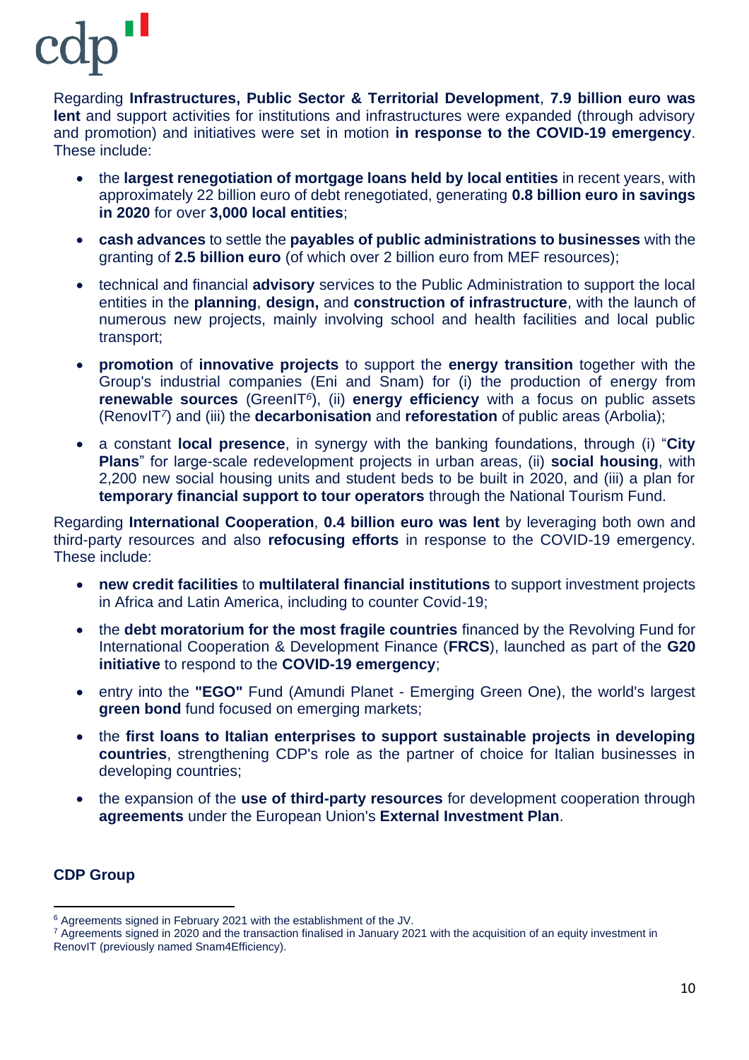Regarding **Infrastructures, Public Sector & Territorial Development**, **7.9 billion euro was lent** and support activities for institutions and infrastructures were expanded (through advisory and promotion) and initiatives were set in motion **in response to the COVID-19 emergency**. These include:

- the **largest renegotiation of mortgage loans held by local entities** in recent years, with approximately 22 billion euro of debt renegotiated, generating **0.8 billion euro in savings in 2020** for over **3,000 local entities**;
- **cash advances** to settle the **payables of public administrations to businesses** with the granting of **2.5 billion euro** (of which over 2 billion euro from MEF resources);
- technical and financial **advisory** services to the Public Administration to support the local entities in the **planning**, **design,** and **construction of infrastructure**, with the launch of numerous new projects, mainly involving school and health facilities and local public transport;
- **promotion** of **innovative projects** to support the **energy transition** together with the Group's industrial companies (Eni and Snam) for (i) the production of energy from **renewable sources** (GreenIT[6]), (ii) **energy efficiency** with a focus on public assets (RenovIT[7]) and (iii) the **decarbonisation** and **reforestation** of public areas (Arbolia);
- a constant **local presence**, in synergy with the banking foundations, through (i) "**City Plans**" for large-scale redevelopment projects in urban areas, (ii) **social housing**, with 2,200 new social housing units and student beds to be built in 2020, and (iii) a plan for **temporary financial support to tour operators** through the National Tourism Fund.

Regarding **International Cooperation**, **0.4 billion euro was lent** by leveraging both own and third-party resources and also **refocusing efforts** in response to the COVID-19 emergency. These include:

- **new credit facilities** to **multilateral financial institutions** to support investment projects in Africa and Latin America, including to counter Covid-19;
- the **debt moratorium for the most fragile countries** financed by the Revolving Fund for International Cooperation & Development Finance (**FRCS**), launched as part of the **G20 initiative** to respond to the **COVID-19 emergency**;
- entry into the **"EGO"** Fund (Amundi Planet - Emerging Green One), the world's largest **green bond** fund focused on emerging markets;
- the **first loans to Italian enterprises to support sustainable projects in developing countries**, strengthening CDP's role as the partner of choice for Italian businesses in developing countries;
- the expansion of the **use of third-party resources** for development cooperation through **agreements** under the European Union's **External Investment Plan**.

**CDP Group**

---

[6] Agreements signed in February 2021 with the establishment of the JV.

[7] Agreements signed in 2020 and the transaction finalised in January 2021 with the acquisition of an equity investment in RenovIT (previously named Snam4Efficiency).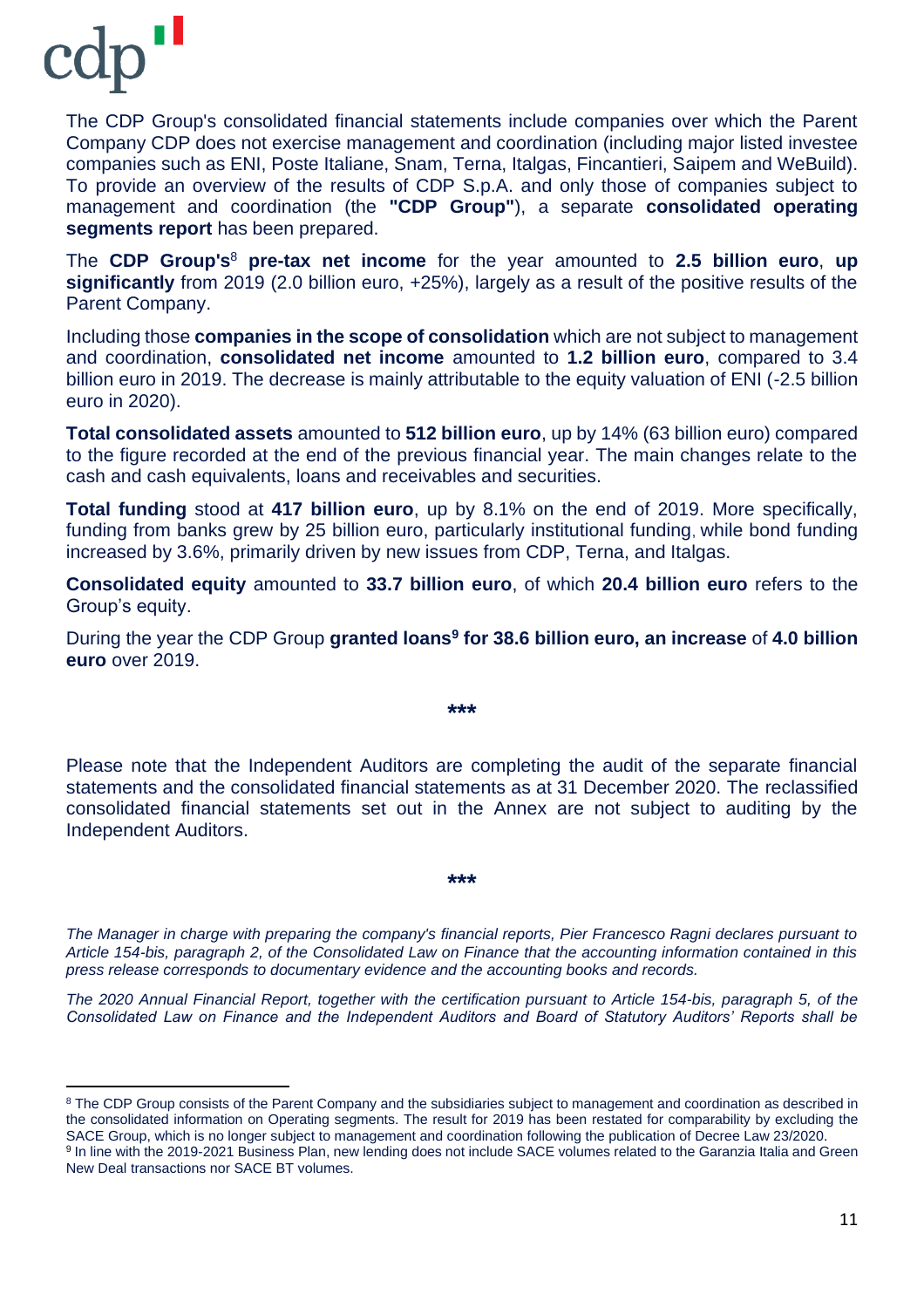The CDP Group's consolidated financial statements include companies over which the Parent Company CDP does not exercise management and coordination (including major listed investee companies such as ENI, Poste Italiane, Snam, Terna, Italgas, Fincantieri, Saipem and WeBuild). To provide an overview of the results of CDP S.p.A. and only those of companies subject to management and coordination (the **"CDP Group"**), a separate **consolidated operating segments report** has been prepared.

The **CDP Group's**[8] **pre-tax net income** for the year amounted to **2.5 billion euro**, **up significantly** from 2019 (2.0 billion euro, +25%), largely as a result of the positive results of the Parent Company.

Including those **companies in the scope of consolidation** which are not subject to management and coordination, **consolidated net income** amounted to **1.2 billion euro**, compared to 3.4 billion euro in 2019. The decrease is mainly attributable to the equity valuation of ENI (-2.5 billion euro in 2020).

**Total consolidated assets** amounted to **512 billion euro**, up by 14% (63 billion euro) compared to the figure recorded at the end of the previous financial year. The main changes relate to the cash and cash equivalents, loans and receivables and securities.

**Total funding** stood at **417 billion euro**, up by 8.1% on the end of 2019. More specifically, funding from banks grew by 25 billion euro, particularly institutional funding, while bond funding increased by 3.6%, primarily driven by new issues from CDP, Terna, and Italgas.

**Consolidated equity** amounted to **33.7 billion euro**, of which **20.4 billion euro** refers to the Group's equity.

During the year the CDP Group **granted loans**[9] **for 38.6 billion euro, an increase** of **4.0 billion euro** over 2019.

**\*\*\***

Please note that the Independent Auditors are completing the audit of the separate financial statements and the consolidated financial statements as at 31 December 2020. The reclassified consolidated financial statements set out in the Annex are not subject to auditing by the Independent Auditors.

**\*\*\***

*The Manager in charge with preparing the company's financial reports, Pier Francesco Ragni declares pursuant to Article 154-bis, paragraph 2, of the Consolidated Law on Finance that the accounting information contained in this press release corresponds to documentary evidence and the accounting books and records.*

*The 2020 Annual Financial Report, together with the certification pursuant to Article 154-bis, paragraph 5, of the Consolidated Law on Finance and the Independent Auditors and Board of Statutory Auditors' Reports shall be*

---

[8] The CDP Group consists of the Parent Company and the subsidiaries subject to management and coordination as described in the consolidated information on Operating segments. The result for 2019 has been restated for comparability by excluding the SACE Group, which is no longer subject to management and coordination following the publication of Decree Law 23/2020.

[9] In line with the 2019-2021 Business Plan, new lending does not include SACE volumes related to the Garanzia Italia and Green New Deal transactions nor SACE BT volumes.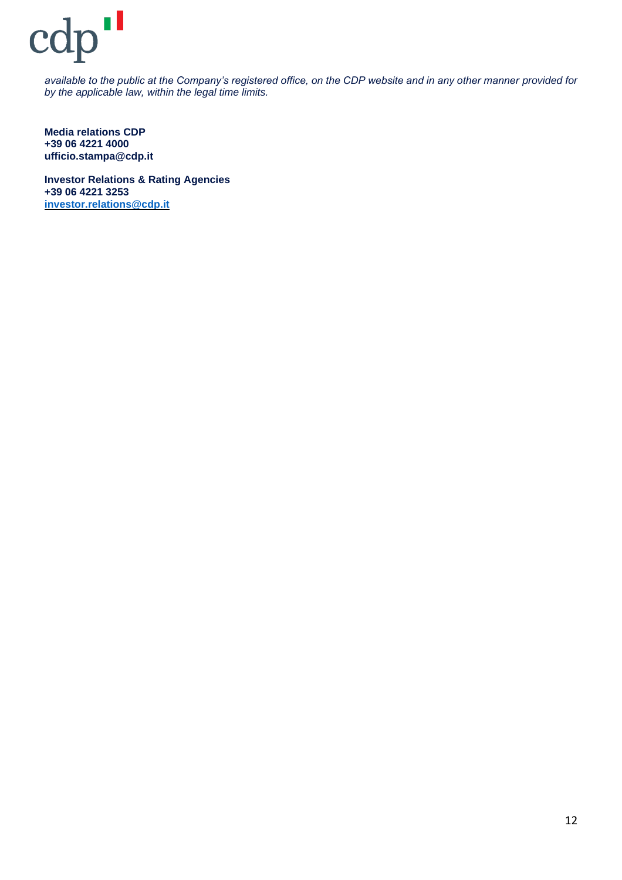*available to the public at the Company's registered office, on the CDP website and in any other manner provided for by the applicable law, within the legal time limits.*

**Media relations CDP**
**+39 06 4221 4000**
**ufficio.stampa@cdp.it**

**Investor Relations & Rating Agencies**
**+39 06 4221 3253**
**investor.relations@cdp.it**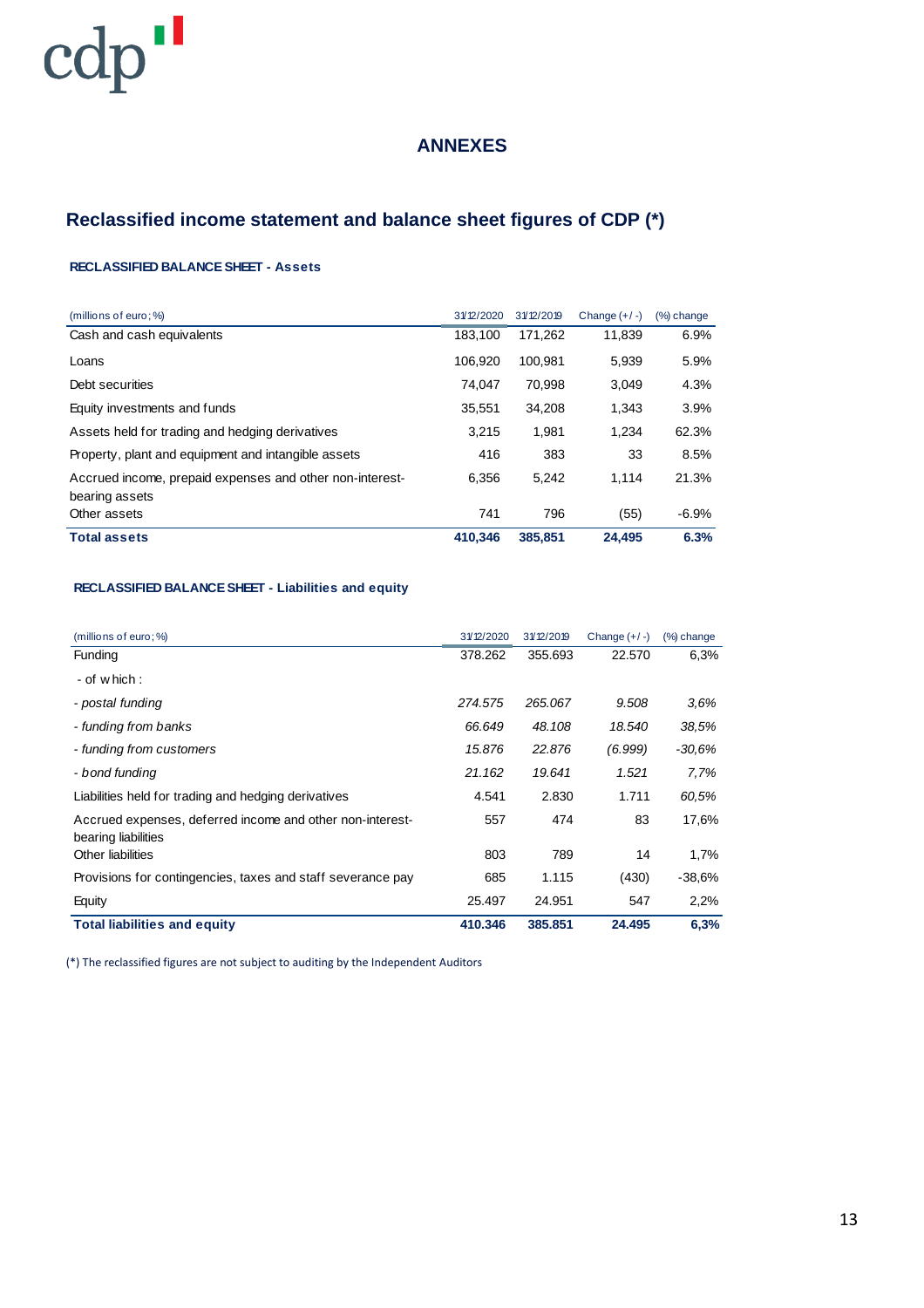## ANNEXES

## Reclassified income statement and balance sheet figures of CDP (*)

#### RECLASSIFIED BALANCE SHEET - Assets

| (millions of euro; %) | 31/12/2020 | 31/12/2019 | Change (+/ -) | (%) change |
|---|---|---|---|---|
| Cash and cash equivalents | 183,100 | 171,262 | 11,839 | 6.9% |
| Loans | 106,920 | 100,981 | 5,939 | 5.9% |
| Debt securities | 74,047 | 70,998 | 3,049 | 4.3% |
| Equity investments and funds | 35,551 | 34,208 | 1,343 | 3.9% |
| Assets held for trading and hedging derivatives | 3,215 | 1,981 | 1,234 | 62.3% |
| Property, plant and equipment and intangible assets | 416 | 383 | 33 | 8.5% |
| Accrued income, prepaid expenses and other non-interest-bearing assets | 6,356 | 5,242 | 1,114 | 21.3% |
| Other assets | 741 | 796 | (55) | -6.9% |
| **Total assets** | **410,346** | **385,851** | **24,495** | **6.3%** |

#### RECLASSIFIED BALANCE SHEET - Liabilities and equity

| (millions of euro; %) | 31/12/2020 | 31/12/2019 | Change (+/ -) | (%) change |
|---|---|---|---|---|
| Funding | 378.262 | 355.693 | 22.570 | 6,3% |
| - of which: | | | | |
| *- postal funding* | *274.575* | *265.067* | *9.508* | *3,6%* |
| *- funding from banks* | *66.649* | *48.108* | *18.540* | *38,5%* |
| *- funding from customers* | *15.876* | *22.876* | *(6.999)* | *-30,6%* |
| *- bond funding* | *21.162* | *19.641* | *1.521* | *7,7%* |
| Liabilities held for trading and hedging derivatives | 4.541 | 2.830 | 1.711 | 60,5% |
| Accrued expenses, deferred income and other non-interest-bearing liabilities | 557 | 474 | 83 | 17,6% |
| Other liabilities | 803 | 789 | 14 | 1,7% |
| Provisions for contingencies, taxes and staff severance pay | 685 | 1.115 | (430) | -38,6% |
| Equity | 25.497 | 24.951 | 547 | 2,2% |
| **Total liabilities and equity** | **410.346** | **385.851** | **24.495** | **6,3%** |

(*) The reclassified figures are not subject to auditing by the Independent Auditors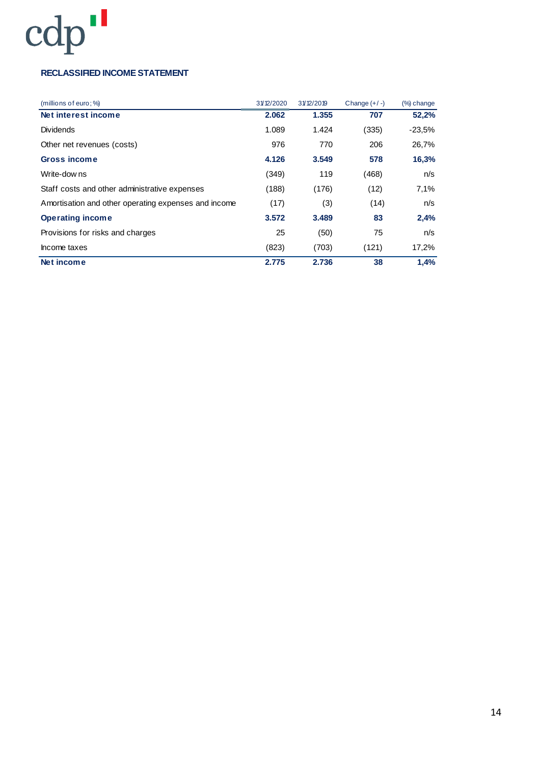## RECLASSIFIED INCOME STATEMENT

| (millions of euro; %) | 31/12/2020 | 31/12/2019 | Change (+/ -) | (%) change |
|---|---|---|---|---|
| **Net interest income** | **2.062** | **1.355** | **707** | **52,2%** |
| Dividends | 1.089 | 1.424 | (335) | -23,5% |
| Other net revenues (costs) | 976 | 770 | 206 | 26,7% |
| **Gross income** | **4.126** | **3.549** | **578** | **16,3%** |
| Write-downs | (349) | 119 | (468) | n/s |
| Staff costs and other administrative expenses | (188) | (176) | (12) | 7,1% |
| Amortisation and other operating expenses and income | (17) | (3) | (14) | n/s |
| **Operating income** | **3.572** | **3.489** | **83** | **2,4%** |
| Provisions for risks and charges | 25 | (50) | 75 | n/s |
| Income taxes | (823) | (703) | (121) | 17,2% |
| **Net income** | **2.775** | **2.736** | **38** | **1,4%** |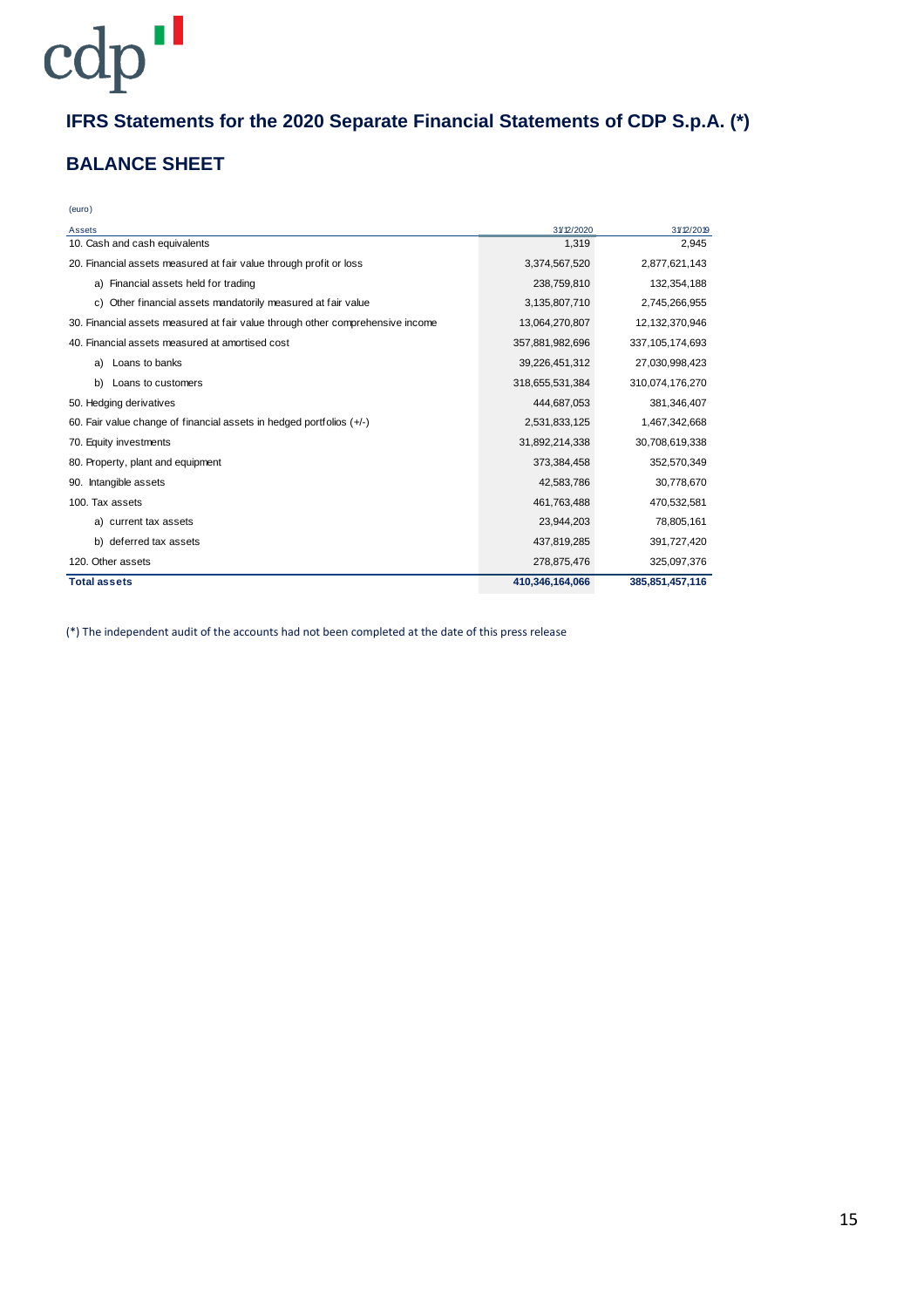# IFRS Statements for the 2020 Separate Financial Statements of CDP S.p.A. (*)

## BALANCE SHEET

(euro)

| Assets | 31/12/2020 | 31/12/2019 |
|---|---|---|
| 10. Cash and cash equivalents | 1,319 | 2,945 |
| 20. Financial assets measured at fair value through profit or loss | 3,374,567,520 | 2,877,621,143 |
| a) Financial assets held for trading | 238,759,810 | 132,354,188 |
| c) Other financial assets mandatorily measured at fair value | 3,135,807,710 | 2,745,266,955 |
| 30. Financial assets measured at fair value through other comprehensive income | 13,064,270,807 | 12,132,370,946 |
| 40. Financial assets measured at amortised cost | 357,881,982,696 | 337,105,174,693 |
| a) Loans to banks | 39,226,451,312 | 27,030,998,423 |
| b) Loans to customers | 318,655,531,384 | 310,074,176,270 |
| 50. Hedging derivatives | 444,687,053 | 381,346,407 |
| 60. Fair value change of financial assets in hedged portfolios (+/-) | 2,531,833,125 | 1,467,342,668 |
| 70. Equity investments | 31,892,214,338 | 30,708,619,338 |
| 80. Property, plant and equipment | 373,384,458 | 352,570,349 |
| 90. Intangible assets | 42,583,786 | 30,778,670 |
| 100. Tax assets | 461,763,488 | 470,532,581 |
| a) current tax assets | 23,944,203 | 78,805,161 |
| b) deferred tax assets | 437,819,285 | 391,727,420 |
| 120. Other assets | 278,875,476 | 325,097,376 |
| **Total assets** | **410,346,164,066** | **385,851,457,116** |

(*) The independent audit of the accounts had not been completed at the date of this press release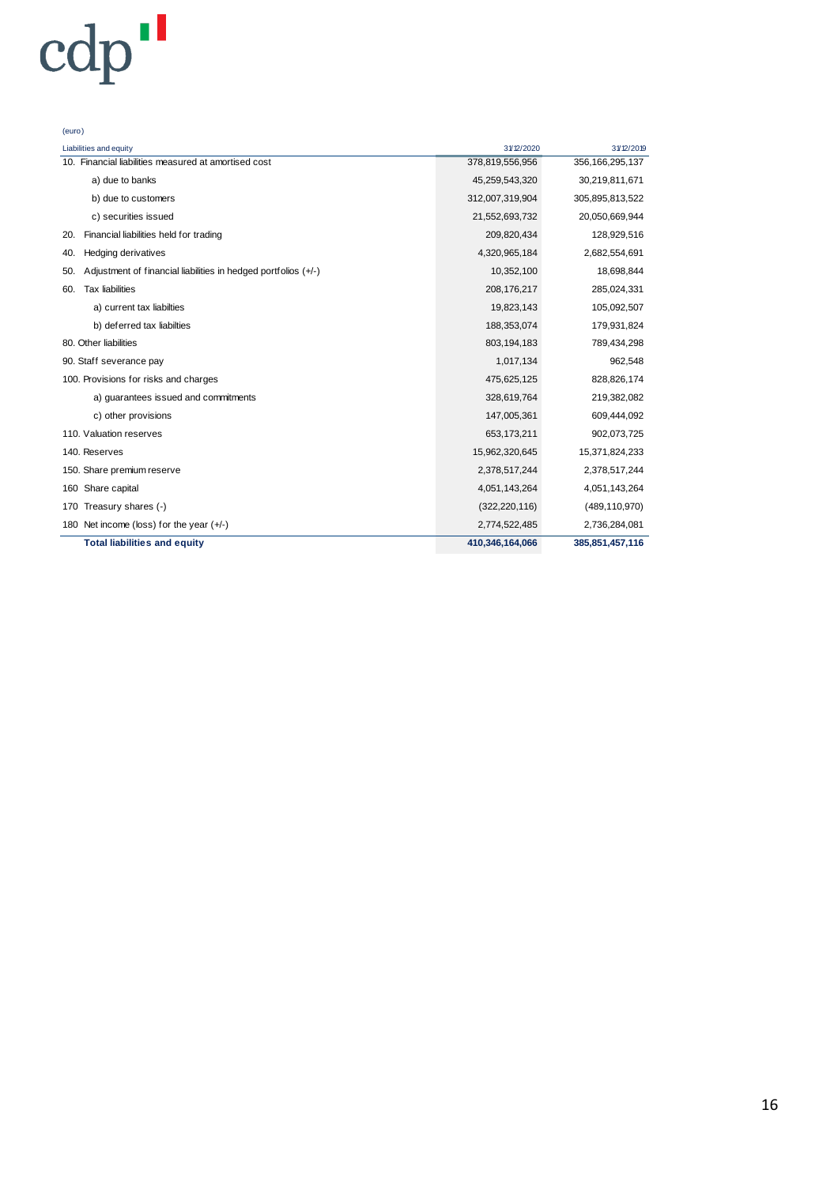(euro)

| Liabilities and equity | 31/12/2020 | 31/12/2019 |
|---|---|---|
| 10. Financial liabilities measured at amortised cost | 378,819,556,956 | 356,166,295,137 |
| a) due to banks | 45,259,543,320 | 30,219,811,671 |
| b) due to customers | 312,007,319,904 | 305,895,813,522 |
| c) securities issued | 21,552,693,732 | 20,050,669,944 |
| 20. Financial liabilities held for trading | 209,820,434 | 128,929,516 |
| 40. Hedging derivatives | 4,320,965,184 | 2,682,554,691 |
| 50. Adjustment of financial liabilities in hedged portfolios (+/-) | 10,352,100 | 18,698,844 |
| 60. Tax liabilities | 208,176,217 | 285,024,331 |
| a) current tax liabilties | 19,823,143 | 105,092,507 |
| b) deferred tax liabilties | 188,353,074 | 179,931,824 |
| 80. Other liabilities | 803,194,183 | 789,434,298 |
| 90. Staff severance pay | 1,017,134 | 962,548 |
| 100. Provisions for risks and charges | 475,625,125 | 828,826,174 |
| a) guarantees issued and commitments | 328,619,764 | 219,382,082 |
| c) other provisions | 147,005,361 | 609,444,092 |
| 110. Valuation reserves | 653,173,211 | 902,073,725 |
| 140. Reserves | 15,962,320,645 | 15,371,824,233 |
| 150. Share premium reserve | 2,378,517,244 | 2,378,517,244 |
| 160 Share capital | 4,051,143,264 | 4,051,143,264 |
| 170 Treasury shares (-) | (322,220,116) | (489,110,970) |
| 180 Net income (loss) for the year (+/-) | 2,774,522,485 | 2,736,284,081 |
| **Total liabilities and equity** | **410,346,164,066** | **385,851,457,116** |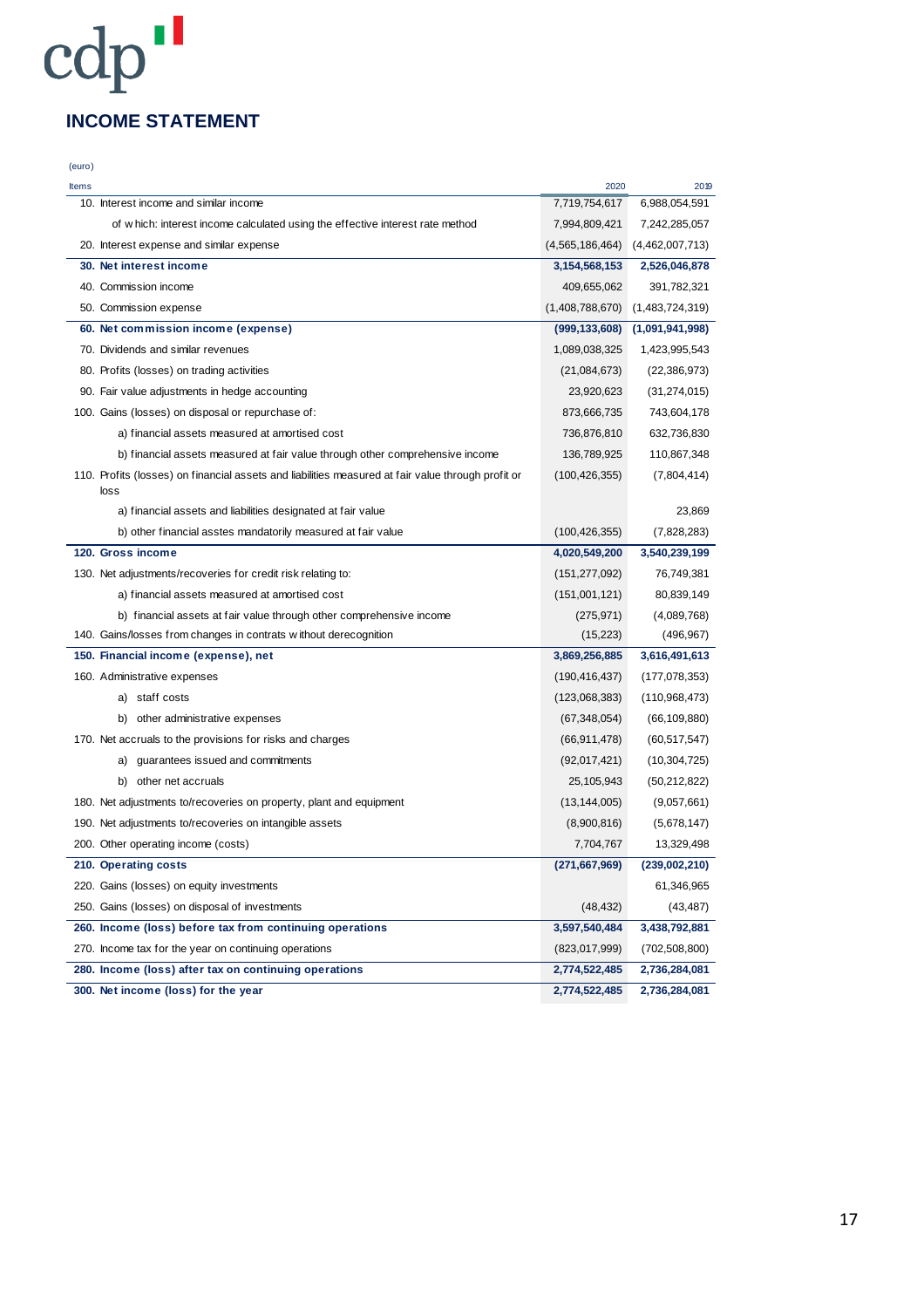cdp

# INCOME STATEMENT

(euro)

| Items | 2020 | 2019 |
|---|---|---|
| 10. Interest income and similar income | 7,719,754,617 | 6,988,054,591 |
| of which: interest income calculated using the effective interest rate method | 7,994,809,421 | 7,242,285,057 |
| 20. Interest expense and similar expense | (4,565,186,464) | (4,462,007,713) |
| **30. Net interest income** | **3,154,568,153** | **2,526,046,878** |
| 40. Commission income | 409,655,062 | 391,782,321 |
| 50. Commission expense | (1,408,788,670) | (1,483,724,319) |
| **60. Net commission income (expense)** | **(999,133,608)** | **(1,091,941,998)** |
| 70. Dividends and similar revenues | 1,089,038,325 | 1,423,995,543 |
| 80. Profits (losses) on trading activities | (21,084,673) | (22,386,973) |
| 90. Fair value adjustments in hedge accounting | 23,920,623 | (31,274,015) |
| 100. Gains (losses) on disposal or repurchase of: | 873,666,735 | 743,604,178 |
| a) financial assets measured at amortised cost | 736,876,810 | 632,736,830 |
| b) financial assets measured at fair value through other comprehensive income | 136,789,925 | 110,867,348 |
| 110. Profits (losses) on financial assets and liabilities measured at fair value through profit or loss | (100,426,355) | (7,804,414) |
| a) financial assets and liabilities designated at fair value | | 23,869 |
| b) other financial asstes mandatorily measured at fair value | (100,426,355) | (7,828,283) |
| **120. Gross income** | **4,020,549,200** | **3,540,239,199** |
| 130. Net adjustments/recoveries for credit risk relating to: | (151,277,092) | 76,749,381 |
| a) financial assets measured at amortised cost | (151,001,121) | 80,839,149 |
| b) financial assets at fair value through other comprehensive income | (275,971) | (4,089,768) |
| 140. Gains/losses from changes in contrats without derecognition | (15,223) | (496,967) |
| **150. Financial income (expense), net** | **3,869,256,885** | **3,616,491,613** |
| 160. Administrative expenses | (190,416,437) | (177,078,353) |
| a) staff costs | (123,068,383) | (110,968,473) |
| b) other administrative expenses | (67,348,054) | (66,109,880) |
| 170. Net accruals to the provisions for risks and charges | (66,911,478) | (60,517,547) |
| a) guarantees issued and commitments | (92,017,421) | (10,304,725) |
| b) other net accruals | 25,105,943 | (50,212,822) |
| 180. Net adjustments to/recoveries on property, plant and equipment | (13,144,005) | (9,057,661) |
| 190. Net adjustments to/recoveries on intangible assets | (8,900,816) | (5,678,147) |
| 200. Other operating income (costs) | 7,704,767 | 13,329,498 |
| **210. Operating costs** | **(271,667,969)** | **(239,002,210)** |
| 220. Gains (losses) on equity investments | | 61,346,965 |
| 250. Gains (losses) on disposal of investments | (48,432) | (43,487) |
| **260. Income (loss) before tax from continuing operations** | **3,597,540,484** | **3,438,792,881** |
| 270. Income tax for the year on continuing operations | (823,017,999) | (702,508,800) |
| **280. Income (loss) after tax on continuing operations** | **2,774,522,485** | **2,736,284,081** |
| **300. Net income (loss) for the year** | **2,774,522,485** | **2,736,284,081** |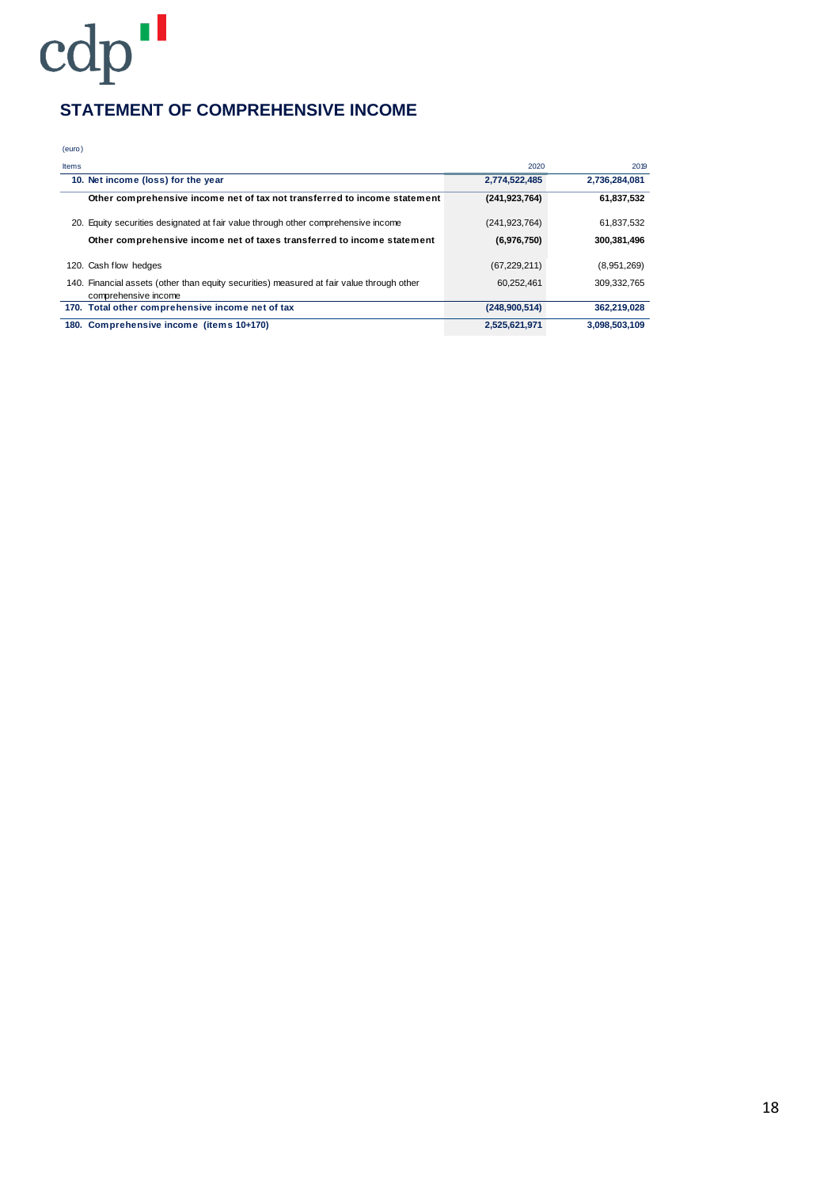## STATEMENT OF COMPREHENSIVE INCOME

(euro)

| Items | | 2020 | 2019 |
|---|---|---|---|
| 10. | **Net income (loss) for the year** | **2,774,522,485** | **2,736,284,081** |
| | **Other comprehensive income net of tax not transferred to income statement** | **(241,923,764)** | **61,837,532** |
| 20. | Equity securities designated at fair value through other comprehensive income | (241,923,764) | 61,837,532 |
| | **Other comprehensive income net of taxes transferred to income statement** | **(6,976,750)** | **300,381,496** |
| 120. | Cash flow hedges | (67,229,211) | (8,951,269) |
| 140. | Financial assets (other than equity securities) measured at fair value through other comprehensive income | 60,252,461 | 309,332,765 |
| 170. | **Total other comprehensive income net of tax** | **(248,900,514)** | **362,219,028** |
| 180. | **Comprehensive income (items 10+170)** | **2,525,621,971** | **3,098,503,109** |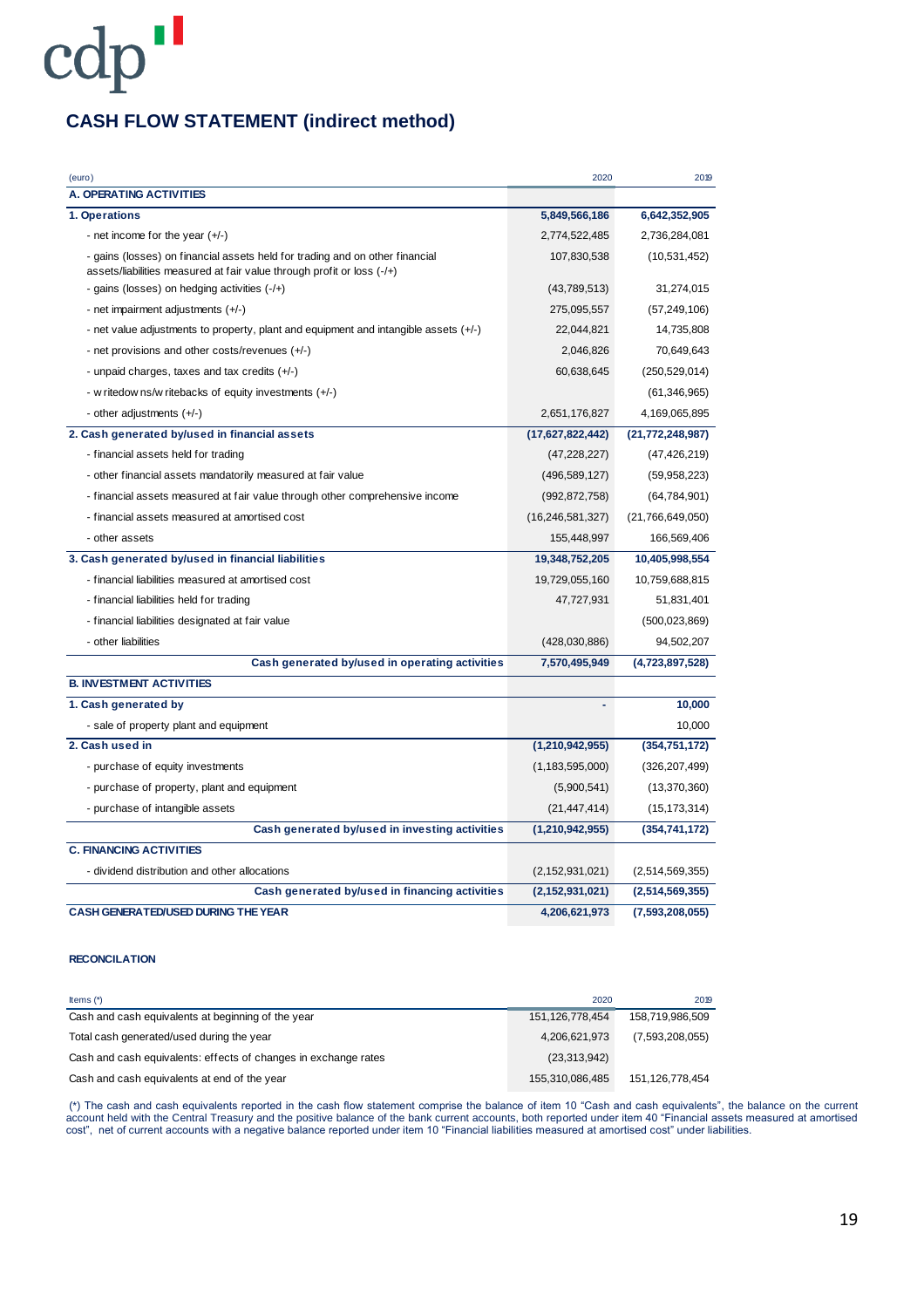# CASH FLOW STATEMENT (indirect method)

| (euro) | 2020 | 2019 |
|---|---|---|
| **A. OPERATING ACTIVITIES** | | |
| **1. Operations** | **5,849,566,186** | **6,642,352,905** |
| - net income for the year (+/-) | 2,774,522,485 | 2,736,284,081 |
| - gains (losses) on financial assets held for trading and on other financial assets/liabilities measured at fair value through profit or loss (-/+) | 107,830,538 | (10,531,452) |
| - gains (losses) on hedging activities (-/+) | (43,789,513) | 31,274,015 |
| - net impairment adjustments (+/-) | 275,095,557 | (57,249,106) |
| - net value adjustments to property, plant and equipment and intangible assets (+/-) | 22,044,821 | 14,735,808 |
| - net provisions and other costs/revenues (+/-) | 2,046,826 | 70,649,643 |
| - unpaid charges, taxes and tax credits (+/-) | 60,638,645 | (250,529,014) |
| - writedowns/writebacks of equity investments (+/-) | | (61,346,965) |
| - other adjustments (+/-) | 2,651,176,827 | 4,169,065,895 |
| **2. Cash generated by/used in financial assets** | **(17,627,822,442)** | **(21,772,248,987)** |
| - financial assets held for trading | (47,228,227) | (47,426,219) |
| - other financial assets mandatorily measured at fair value | (496,589,127) | (59,958,223) |
| - financial assets measured at fair value through other comprehensive income | (992,872,758) | (64,784,901) |
| - financial assets measured at amortised cost | (16,246,581,327) | (21,766,649,050) |
| - other assets | 155,448,997 | 166,569,406 |
| **3. Cash generated by/used in financial liabilities** | **19,348,752,205** | **10,405,998,554** |
| - financial liabilities measured at amortised cost | 19,729,055,160 | 10,759,688,815 |
| - financial liabilities held for trading | 47,727,931 | 51,831,401 |
| - financial liabilities designated at fair value | | (500,023,869) |
| - other liabilities | (428,030,886) | 94,502,207 |
| **Cash generated by/used in operating activities** | **7,570,495,949** | **(4,723,897,528)** |
| **B. INVESTMENT ACTIVITIES** | | |
| **1. Cash generated by** | **-** | **10,000** |
| - sale of property plant and equipment | | 10,000 |
| **2. Cash used in** | **(1,210,942,955)** | **(354,751,172)** |
| - purchase of equity investments | (1,183,595,000) | (326,207,499) |
| - purchase of property, plant and equipment | (5,900,541) | (13,370,360) |
| - purchase of intangible assets | (21,447,414) | (15,173,314) |
| **Cash generated by/used in investing activities** | **(1,210,942,955)** | **(354,741,172)** |
| **C. FINANCING ACTIVITIES** | | |
| - dividend distribution and other allocations | (2,152,931,021) | (2,514,569,355) |
| **Cash generated by/used in financing activities** | **(2,152,931,021)** | **(2,514,569,355)** |
| **CASH GENERATED/USED DURING THE YEAR** | **4,206,621,973** | **(7,593,208,055)** |

**RECONCILATION**

| Items (*) | 2020 | 2019 |
|---|---|---|
| Cash and cash equivalents at beginning of the year | 151,126,778,454 | 158,719,986,509 |
| Total cash generated/used during the year | 4,206,621,973 | (7,593,208,055) |
| Cash and cash equivalents: effects of changes in exchange rates | (23,313,942) | |
| Cash and cash equivalents at end of the year | 155,310,086,485 | 151,126,778,454 |

(*) The cash and cash equivalents reported in the cash flow statement comprise the balance of item 10 "Cash and cash equivalents", the balance on the current account held with the Central Treasury and the positive balance of the bank current accounts, both reported under item 40 "Financial assets measured at amortised cost", net of current accounts with a negative balance reported under item 10 "Financial liabilities measured at amortised cost" under liabilities.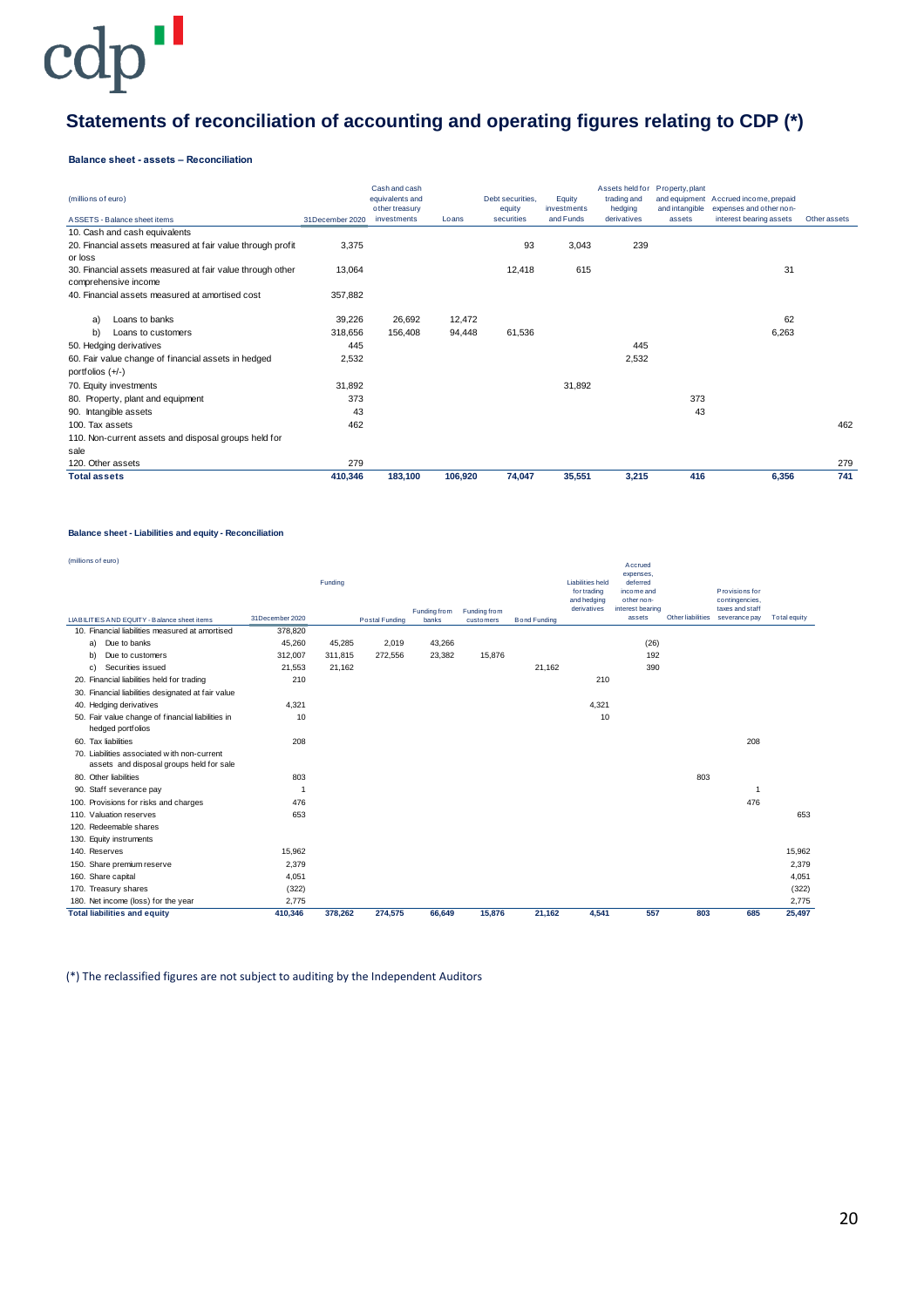# Statements of reconciliation of accounting and operating figures relating to CDP (*)

**Balance sheet - assets – Reconciliation**

| (millions of euro) ASSETS - Balance sheet items | 31December 2020 | Cash and cash equivalents and other treasury investments | Loans | Debt securities, equity securities | Equity investments and Funds | Assets held for trading and hedging derivatives | Property, plant and equipment and intangible assets | Accrued income, prepaid expenses and other non-interest bearing assets | Other assets |
|---|---|---|---|---|---|---|---|---|---|
| 10. Cash and cash equivalents | | | | | | | | | |
| 20. Financial assets measured at fair value through profit or loss | 3,375 | | | 93 | 3,043 | 239 | | | |
| 30. Financial assets measured at fair value through other comprehensive income | 13,064 | | | 12,418 | 615 | | | 31 | |
| 40. Financial assets measured at amortised cost | 357,882 | | | | | | | | |
| a) Loans to banks | 39,226 | 26,692 | 12,472 | | | | | 62 | |
| b) Loans to customers | 318,656 | 156,408 | 94,448 | 61,536 | | | | 6,263 | |
| 50. Hedging derivatives | 445 | | | | | 445 | | | |
| 60. Fair value change of financial assets in hedged portfolios (+/-) | 2,532 | | | | | 2,532 | | | |
| 70. Equity investments | 31,892 | | | | 31,892 | | | | |
| 80. Property, plant and equipment | 373 | | | | | | 373 | | |
| 90. Intangible assets | 43 | | | | | | 43 | | |
| 100. Tax assets | 462 | | | | | | | | 462 |
| 110. Non-current assets and disposal groups held for sale | | | | | | | | | |
| 120. Other assets | 279 | | | | | | | | 279 |
| **Total assets** | **410,346** | **183,100** | **106,920** | **74,047** | **35,551** | **3,215** | **416** | **6,356** | **741** |

**Balance sheet - Liabilities and equity - Reconciliation**

| (millions of euro) LIABILITIES AND EQUITY - Balance sheet items | 31December 2020 | Funding | Postal Funding | Funding from banks | Funding from customers | Bond Funding | Liabilities held for trading and hedging derivatives | Accrued expenses, deferred income and other non-interest bearing assets | Other liabilities | Provisions for contingencies, taxes and staff severance pay | Total equity |
|---|---|---|---|---|---|---|---|---|---|---|---|
| 10. Financial liabilities measured at amortised | 378,820 | | | | | | | | | | |
| a) Due to banks | 45,260 | 45,285 | 2,019 | 43,266 | | | | (26) | | | |
| b) Due to customers | 312,007 | 311,815 | 272,556 | 23,382 | 15,876 | | | 192 | | | |
| c) Securities issued | 21,553 | 21,162 | | | | 21,162 | | 390 | | | |
| 20. Financial liabilities held for trading | 210 | | | | | | 210 | | | | |
| 30. Financial liabilities designated at fair value | | | | | | | | | | | |
| 40. Hedging derivatives | 4,321 | | | | | | 4,321 | | | | |
| 50. Fair value change of financial liabilities in hedged portfolios | 10 | | | | | | 10 | | | | |
| 60. Tax liabilities | 208 | | | | | | | | | 208 | |
| 70. Liabilities associated with non-current assets and disposal groups held for sale | | | | | | | | | | | |
| 80. Other liabilities | 803 | | | | | | | | 803 | | |
| 90. Staff severance pay | 1 | | | | | | | | | 1 | |
| 100. Provisions for risks and charges | 476 | | | | | | | | | 476 | |
| 110. Valuation reserves | 653 | | | | | | | | | | 653 |
| 120. Redeemable shares | | | | | | | | | | | |
| 130. Equity instruments | | | | | | | | | | | |
| 140. Reserves | 15,962 | | | | | | | | | | 15,962 |
| 150. Share premium reserve | 2,379 | | | | | | | | | | 2,379 |
| 160. Share capital | 4,051 | | | | | | | | | | 4,051 |
| 170. Treasury shares | (322) | | | | | | | | | | (322) |
| 180. Net income (loss) for the year | 2,775 | | | | | | | | | | 2,775 |
| **Total liabilities and equity** | **410,346** | **378,262** | **274,575** | **66,649** | **15,876** | **21,162** | **4,541** | **557** | **803** | **685** | **25,497** |

(*) The reclassified figures are not subject to auditing by the Independent Auditors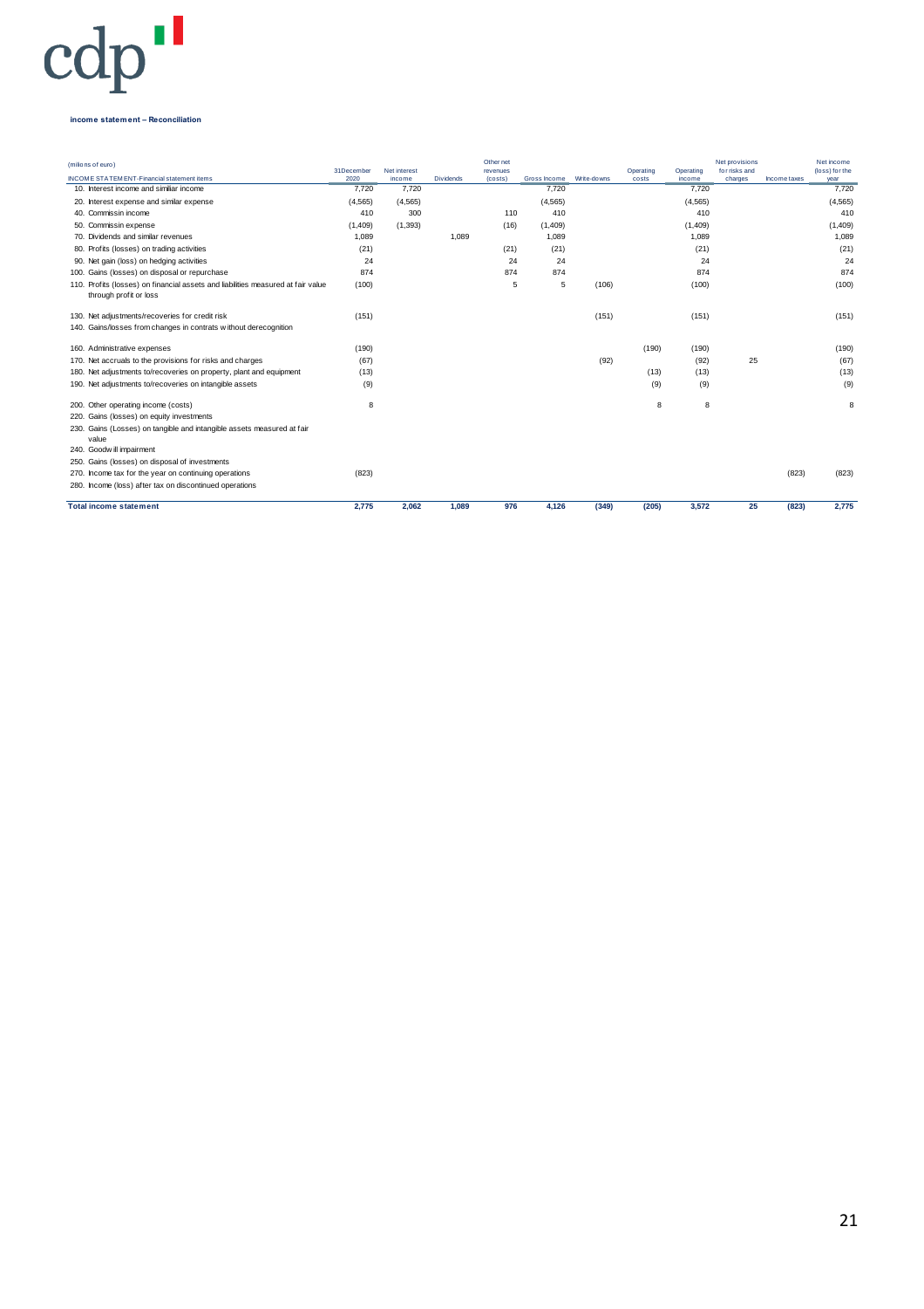**income statement – Reconciliation**

| (millions of euro) INCOME STATEMENT-Financial statement items | 31December 2020 | Net interest income | Dividends | Other net revenues (costs) | Gross Income | Write-downs | Operating costs | Operating income | Net provisions for risks and charges | Income taxes | Net income (loss) for the year |
|---|---|---|---|---|---|---|---|---|---|---|---|
| 10. Interest income and similiar income | 7,720 | 7,720 | | | 7,720 | | | 7,720 | | | 7,720 |
| 20. Interest expense and similar expense | (4,565) | (4,565) | | | (4,565) | | | (4,565) | | | (4,565) |
| 40. Commissin income | 410 | 300 | | 110 | 410 | | | 410 | | | 410 |
| 50. Commissin expense | (1,409) | (1,393) | | (16) | (1,409) | | | (1,409) | | | (1,409) |
| 70. Dividends and similar revenues | 1,089 | | 1,089 | | 1,089 | | | 1,089 | | | 1,089 |
| 80. Profits (losses) on trading activities | (21) | | | (21) | (21) | | | (21) | | | (21) |
| 90. Net gain (loss) on hedging activities | 24 | | | 24 | 24 | | | 24 | | | 24 |
| 100. Gains (losses) on disposal or repurchase | 874 | | | 874 | 874 | | | 874 | | | 874 |
| 110. Profits (losses) on financial assets and liabilities measured at fair value through profit or loss | (100) | | | 5 | 5 | (106) | | (100) | | | (100) |
| 130. Net adjustments/recoveries for credit risk | (151) | | | | | (151) | | (151) | | | (151) |
| 140. Gains/losses from changes in contrats without derecognition | | | | | | | | | | | |
| 160. Administrative expenses | (190) | | | | | | (190) | (190) | | | (190) |
| 170. Net accruals to the provisions for risks and charges | (67) | | | | | (92) | | (92) | 25 | | (67) |
| 180. Net adjustments to/recoveries on property, plant and equipment | (13) | | | | | | (13) | (13) | | | (13) |
| 190. Net adjustments to/recoveries on intangible assets | (9) | | | | | | (9) | (9) | | | (9) |
| 200. Other operating income (costs) | 8 | | | | | | 8 | 8 | | | 8 |
| 220. Gains (losses) on equity investments | | | | | | | | | | | |
| 230. Gains (Losses) on tangible and intangible assets measured at fair value | | | | | | | | | | | |
| 240. Goodwill impairment | | | | | | | | | | | |
| 250. Gains (losses) on disposal of investments | | | | | | | | | | | |
| 270. Income tax for the year on continuing operations | (823) | | | | | | | | | (823) | (823) |
| 280. Income (loss) after tax on discontinued operations | | | | | | | | | | | |
| **Total income statement** | **2,775** | **2,062** | **1,089** | **976** | **4,126** | **(349)** | **(205)** | **3,572** | **25** | **(823)** | **2,775** |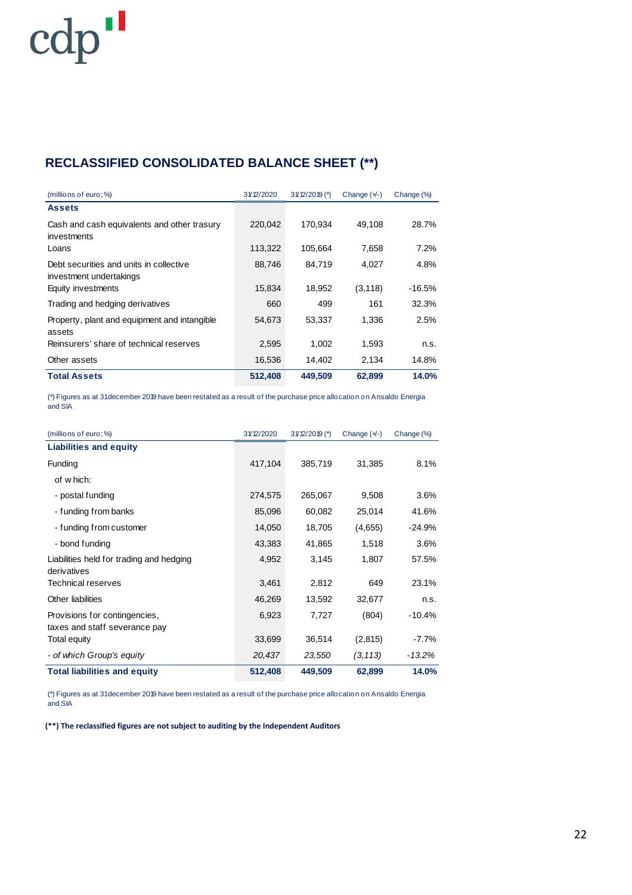## RECLASSIFIED CONSOLIDATED BALANCE SHEET (**)

| (millions of euro; %) | 31/12/2020 | 31/12/2019 (*) | Change (+/-) | Change (%) |
|---|---|---|---|---|
| **Assets** | | | | |
| Cash and cash equivalents and other trasury investments | 220,042 | 170,934 | 49,108 | 28.7% |
| Loans | 113,322 | 105,664 | 7,658 | 7.2% |
| Debt securities and units in collective investment undertakings | 88,746 | 84,719 | 4,027 | 4.8% |
| Equity investments | 15,834 | 18,952 | (3,118) | -16.5% |
| Trading and hedging derivatives | 660 | 499 | 161 | 32.3% |
| Property, plant and equipment and intangible assets | 54,673 | 53,337 | 1,336 | 2.5% |
| Reinsurers' share of technical reserves | 2,595 | 1,002 | 1,593 | n.s. |
| Other assets | 16,536 | 14,402 | 2,134 | 14.8% |
| **Total Assets** | **512,408** | **449,509** | **62,899** | **14.0%** |

(*) Figures as at 31 december 2019 have been restated as a result of the purchase price allocation on Ansaldo Energia and SIA

| (millions of euro; %) | 31/12/2020 | 31/12/2019 (*) | Change (+/-) | Change (%) |
|---|---|---|---|---|
| **Liabilities and equity** | | | | |
| Funding | 417,104 | 385,719 | 31,385 | 8.1% |
| of which: | | | | |
| - postal funding | 274,575 | 265,067 | 9,508 | 3.6% |
| - funding from banks | 85,096 | 60,082 | 25,014 | 41.6% |
| - funding from customer | 14,050 | 18,705 | (4,655) | -24.9% |
| - bond funding | 43,383 | 41,865 | 1,518 | 3.6% |
| Liabilities held for trading and hedging derivatives | 4,952 | 3,145 | 1,807 | 57.5% |
| Technical reserves | 3,461 | 2,812 | 649 | 23.1% |
| Other liabilities | 46,269 | 13,592 | 32,677 | n.s. |
| Provisions for contingencies, taxes and staff severance pay | 6,923 | 7,727 | (804) | -10.4% |
| Total equity | 33,699 | 36,514 | (2,815) | -7.7% |
| *- of which Group's equity* | *20,437* | *23,550* | *(3,113)* | *-13.2%* |
| **Total liabilities and equity** | **512,408** | **449,509** | **62,899** | **14.0%** |

(*) Figures as at 31 december 2019 have been restated as a result of the purchase price allocation on Ansaldo Energia and SIA

**(**) The reclassified figures are not subject to auditing by the Independent Auditors**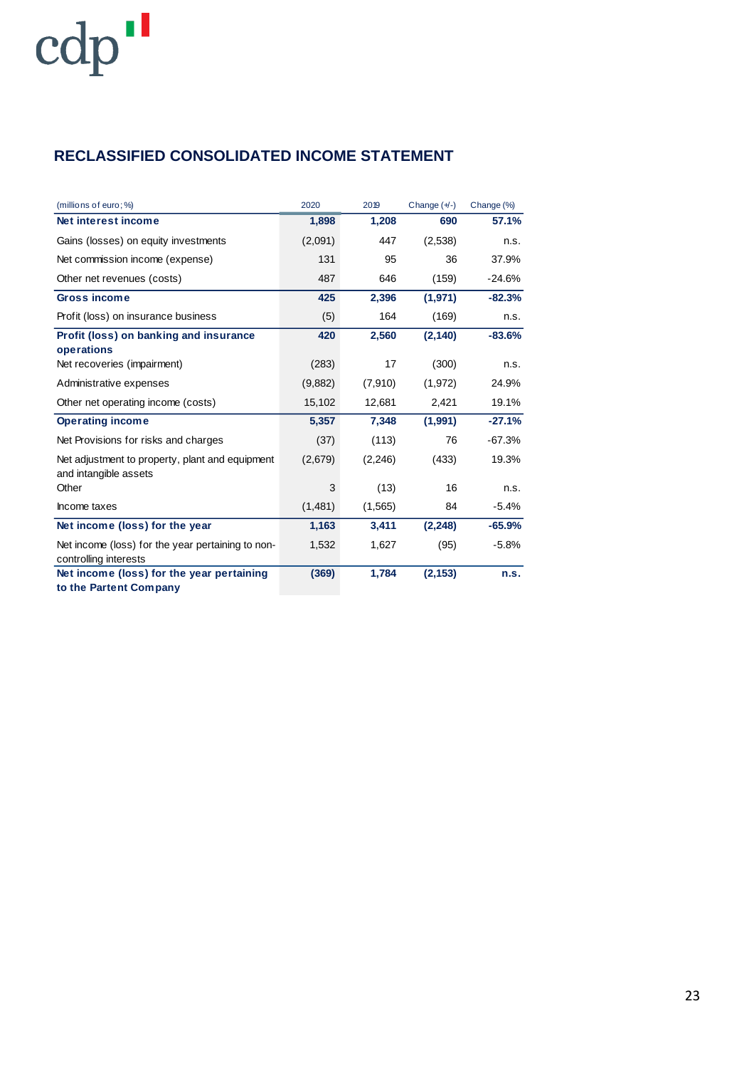## RECLASSIFIED CONSOLIDATED INCOME STATEMENT

| (millions of euro; %) | 2020 | 2019 | Change (+/-) | Change (%) |
|---|---|---|---|---|
| **Net interest income** | **1,898** | **1,208** | **690** | **57.1%** |
| Gains (losses) on equity investments | (2,091) | 447 | (2,538) | n.s. |
| Net commission income (expense) | 131 | 95 | 36 | 37.9% |
| Other net revenues (costs) | 487 | 646 | (159) | -24.6% |
| **Gross income** | **425** | **2,396** | **(1,971)** | **-82.3%** |
| Profit (loss) on insurance business | (5) | 164 | (169) | n.s. |
| **Profit (loss) on banking and insurance operations** | **420** | **2,560** | **(2,140)** | **-83.6%** |
| Net recoveries (impairment) | (283) | 17 | (300) | n.s. |
| Administrative expenses | (9,882) | (7,910) | (1,972) | 24.9% |
| Other net operating income (costs) | 15,102 | 12,681 | 2,421 | 19.1% |
| **Operating income** | **5,357** | **7,348** | **(1,991)** | **-27.1%** |
| Net Provisions for risks and charges | (37) | (113) | 76 | -67.3% |
| Net adjustment to property, plant and equipment and intangible assets | (2,679) | (2,246) | (433) | 19.3% |
| Other | 3 | (13) | 16 | n.s. |
| Income taxes | (1,481) | (1,565) | 84 | -5.4% |
| **Net income (loss) for the year** | **1,163** | **3,411** | **(2,248)** | **-65.9%** |
| Net income (loss) for the year pertaining to non-controlling interests | 1,532 | 1,627 | (95) | -5.8% |
| **Net income (loss) for the year pertaining to the Partent Company** | **(369)** | **1,784** | **(2,153)** | **n.s.** |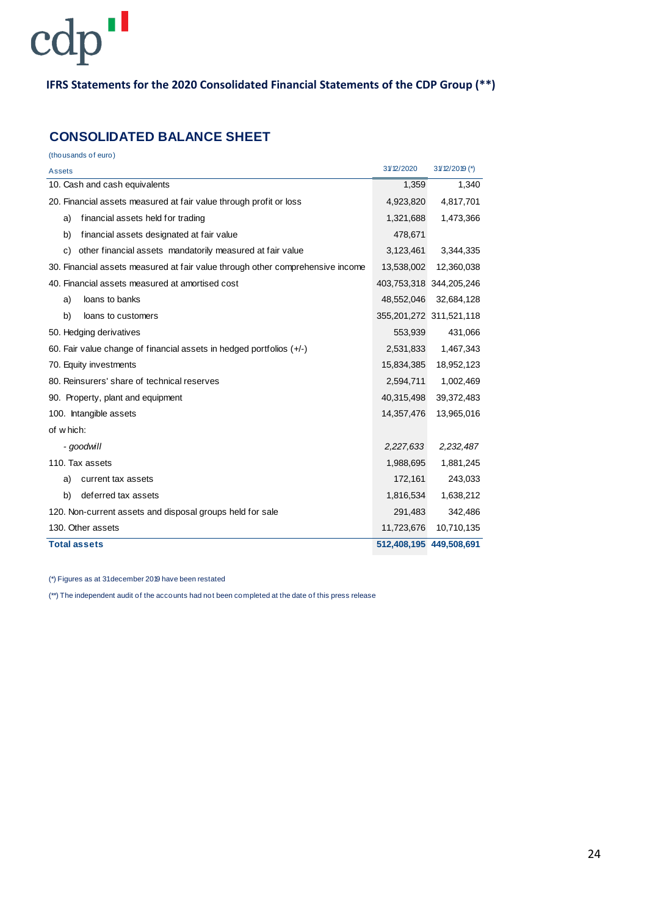## IFRS Statements for the 2020 Consolidated Financial Statements of the CDP Group (**)

## CONSOLIDATED BALANCE SHEET

(thousands of euro)

| Assets | 31/12/2020 | 31/12/2019 (*) |
|---|---|---|
| 10. Cash and cash equivalents | 1,359 | 1,340 |
| 20. Financial assets measured at fair value through profit or loss | 4,923,820 | 4,817,701 |
| a) financial assets held for trading | 1,321,688 | 1,473,366 |
| b) financial assets designated at fair value | 478,671 | |
| c) other financial assets mandatorily measured at fair value | 3,123,461 | 3,344,335 |
| 30. Financial assets measured at fair value through other comprehensive income | 13,538,002 | 12,360,038 |
| 40. Financial assets measured at amortised cost | 403,753,318 | 344,205,246 |
| a) loans to banks | 48,552,046 | 32,684,128 |
| b) loans to customers | 355,201,272 | 311,521,118 |
| 50. Hedging derivatives | 553,939 | 431,066 |
| 60. Fair value change of financial assets in hedged portfolios (+/-) | 2,531,833 | 1,467,343 |
| 70. Equity investments | 15,834,385 | 18,952,123 |
| 80. Reinsurers' share of technical reserves | 2,594,711 | 1,002,469 |
| 90. Property, plant and equipment | 40,315,498 | 39,372,483 |
| 100. Intangible assets | 14,357,476 | 13,965,016 |
| of which: | | |
| *- goodwill* | *2,227,633* | *2,232,487* |
| 110. Tax assets | 1,988,695 | 1,881,245 |
| a) current tax assets | 172,161 | 243,033 |
| b) deferred tax assets | 1,816,534 | 1,638,212 |
| 120. Non-current assets and disposal groups held for sale | 291,483 | 342,486 |
| 130. Other assets | 11,723,676 | 10,710,135 |
| **Total assets** | **512,408,195** | **449,508,691** |

(*) Figures as at 31 december 2019 have been restated

(**) The independent audit of the accounts had not been completed at the date of this press release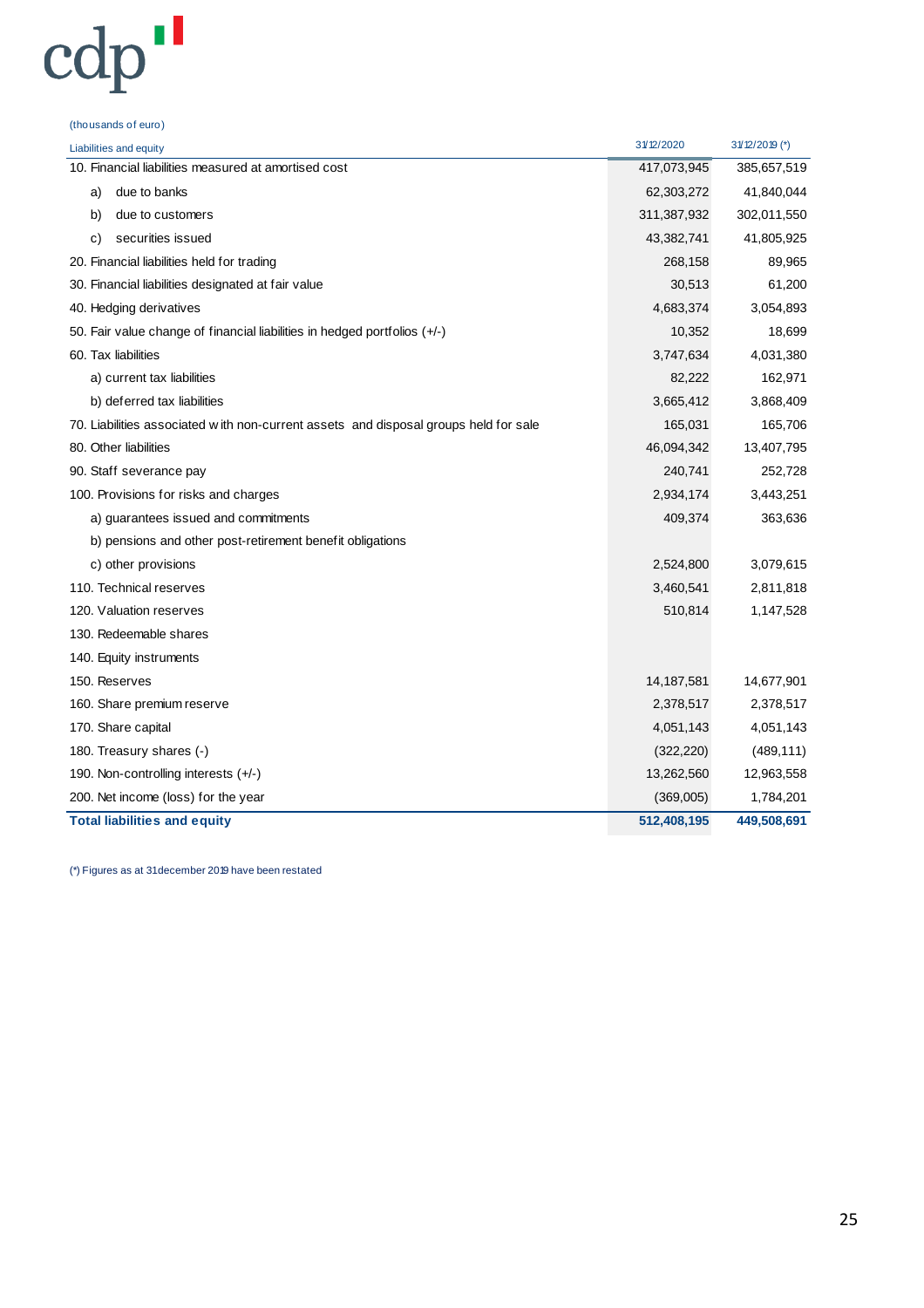(thousands of euro)

| Liabilities and equity | 31/12/2020 | 31/12/2019 (*) |
|---|---|---|
| 10. Financial liabilities measured at amortised cost | 417,073,945 | 385,657,519 |
| a) due to banks | 62,303,272 | 41,840,044 |
| b) due to customers | 311,387,932 | 302,011,550 |
| c) securities issued | 43,382,741 | 41,805,925 |
| 20. Financial liabilities held for trading | 268,158 | 89,965 |
| 30. Financial liabilities designated at fair value | 30,513 | 61,200 |
| 40. Hedging derivatives | 4,683,374 | 3,054,893 |
| 50. Fair value change of financial liabilities in hedged portfolios (+/-) | 10,352 | 18,699 |
| 60. Tax liabilities | 3,747,634 | 4,031,380 |
| a) current tax liabilities | 82,222 | 162,971 |
| b) deferred tax liabilities | 3,665,412 | 3,868,409 |
| 70. Liabilities associated with non-current assets and disposal groups held for sale | 165,031 | 165,706 |
| 80. Other liabilities | 46,094,342 | 13,407,795 |
| 90. Staff severance pay | 240,741 | 252,728 |
| 100. Provisions for risks and charges | 2,934,174 | 3,443,251 |
| a) guarantees issued and commitments | 409,374 | 363,636 |
| b) pensions and other post-retirement benefit obligations | | |
| c) other provisions | 2,524,800 | 3,079,615 |
| 110. Technical reserves | 3,460,541 | 2,811,818 |
| 120. Valuation reserves | 510,814 | 1,147,528 |
| 130. Redeemable shares | | |
| 140. Equity instruments | | |
| 150. Reserves | 14,187,581 | 14,677,901 |
| 160. Share premium reserve | 2,378,517 | 2,378,517 |
| 170. Share capital | 4,051,143 | 4,051,143 |
| 180. Treasury shares (-) | (322,220) | (489,111) |
| 190. Non-controlling interests (+/-) | 13,262,560 | 12,963,558 |
| 200. Net income (loss) for the year | (369,005) | 1,784,201 |
| **Total liabilities and equity** | **512,408,195** | **449,508,691** |

(*) Figures as at 31 december 2019 have been restated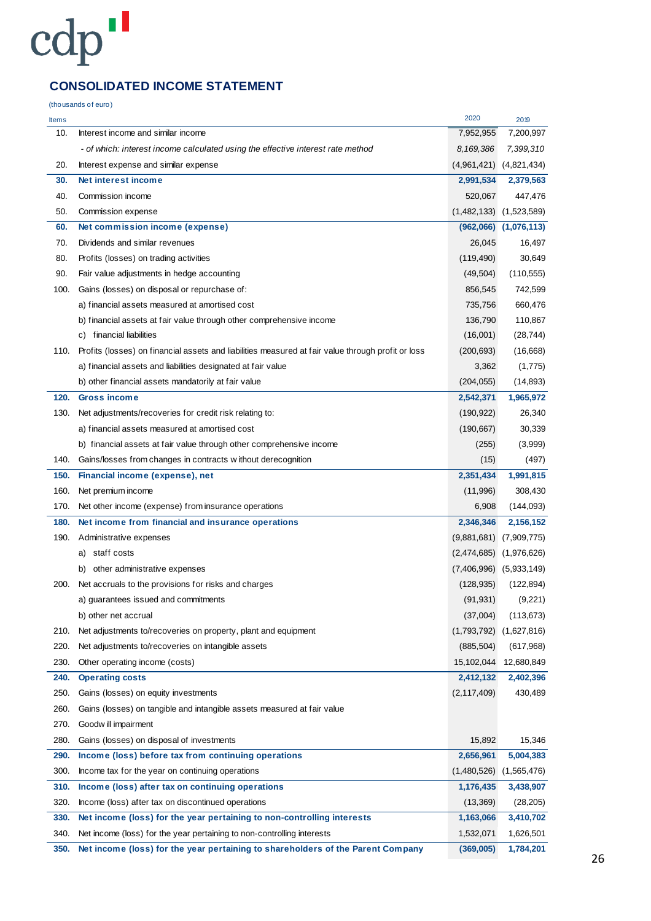## CONSOLIDATED INCOME STATEMENT

(thousands of euro)

| Items | | 2020 | 2019 |
|---|---|---|---|
| 10. | Interest income and similar income | 7,952,955 | 7,200,997 |
| | *- of which: interest income calculated using the effective interest rate method* | *8,169,386* | *7,399,310* |
| 20. | Interest expense and similar expense | (4,961,421) | (4,821,434) |
| **30.** | **Net interest income** | **2,991,534** | **2,379,563** |
| 40. | Commission income | 520,067 | 447,476 |
| 50. | Commission expense | (1,482,133) | (1,523,589) |
| **60.** | **Net commission income (expense)** | **(962,066)** | **(1,076,113)** |
| 70. | Dividends and similar revenues | 26,045 | 16,497 |
| 80. | Profits (losses) on trading activities | (119,490) | 30,649 |
| 90. | Fair value adjustments in hedge accounting | (49,504) | (110,555) |
| 100. | Gains (losses) on disposal or repurchase of: | 856,545 | 742,599 |
| | a) financial assets measured at amortised cost | 735,756 | 660,476 |
| | b) financial assets at fair value through other comprehensive income | 136,790 | 110,867 |
| | c) financial liabilities | (16,001) | (28,744) |
| 110. | Profits (losses) on financial assets and liabilities measured at fair value through profit or loss | (200,693) | (16,668) |
| | a) financial assets and liabilities designated at fair value | 3,362 | (1,775) |
| | b) other financial assets mandatorily at fair value | (204,055) | (14,893) |
| **120.** | **Gross income** | **2,542,371** | **1,965,972** |
| 130. | Net adjustments/recoveries for credit risk relating to: | (190,922) | 26,340 |
| | a) financial assets measured at amortised cost | (190,667) | 30,339 |
| | b) financial assets at fair value through other comprehensive income | (255) | (3,999) |
| 140. | Gains/losses from changes in contracts without derecognition | (15) | (497) |
| **150.** | **Financial income (expense), net** | **2,351,434** | **1,991,815** |
| 160. | Net premium income | (11,996) | 308,430 |
| 170. | Net other income (expense) from insurance operations | 6,908 | (144,093) |
| **180.** | **Net income from financial and insurance operations** | **2,346,346** | **2,156,152** |
| 190. | Administrative expenses | (9,881,681) | (7,909,775) |
| | a) staff costs | (2,474,685) | (1,976,626) |
| | b) other administrative expenses | (7,406,996) | (5,933,149) |
| 200. | Net accruals to the provisions for risks and charges | (128,935) | (122,894) |
| | a) guarantees issued and commitments | (91,931) | (9,221) |
| | b) other net accrual | (37,004) | (113,673) |
| 210. | Net adjustments to/recoveries on property, plant and equipment | (1,793,792) | (1,627,816) |
| 220. | Net adjustments to/recoveries on intangible assets | (885,504) | (617,968) |
| 230. | Other operating income (costs) | 15,102,044 | 12,680,849 |
| **240.** | **Operating costs** | **2,412,132** | **2,402,396** |
| 250. | Gains (losses) on equity investments | (2,117,409) | 430,489 |
| 260. | Gains (losses) on tangible and intangible assets measured at fair value | | |
| 270. | Goodwill impairment | | |
| 280. | Gains (losses) on disposal of investments | 15,892 | 15,346 |
| **290.** | **Income (loss) before tax from continuing operations** | **2,656,961** | **5,004,383** |
| 300. | Income tax for the year on continuing operations | (1,480,526) | (1,565,476) |
| **310.** | **Income (loss) after tax on continuing operations** | **1,176,435** | **3,438,907** |
| 320. | Income (loss) after tax on discontinued operations | (13,369) | (28,205) |
| **330.** | **Net income (loss) for the year pertaining to non-controlling interests** | **1,163,066** | **3,410,702** |
| 340. | Net income (loss) for the year pertaining to non-controlling interests | 1,532,071 | 1,626,501 |
| **350.** | **Net income (loss) for the year pertaining to shareholders of the Parent Company** | **(369,005)** | **1,784,201** |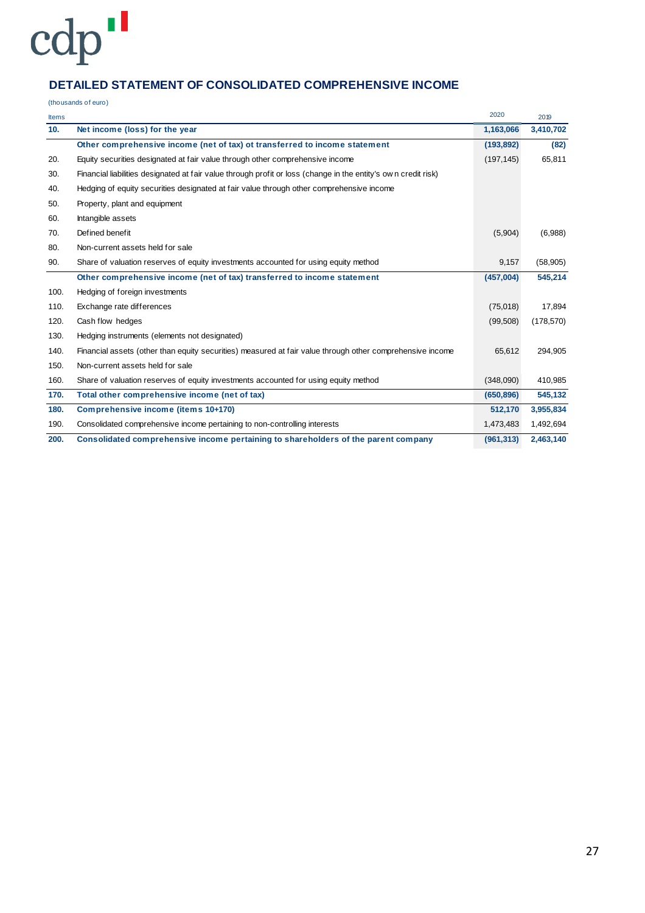## DETAILED STATEMENT OF CONSOLIDATED COMPREHENSIVE INCOME

(thousands of euro)

| Items | | 2020 | 2019 |
|---|---|---|---|
| **10.** | **Net income (loss) for the year** | **1,163,066** | **3,410,702** |
| | **Other comprehensive income (net of tax) ot transferred to income statement** | **(193,892)** | **(82)** |
| 20. | Equity securities designated at fair value through other comprehensive income | (197,145) | 65,811 |
| 30. | Financial liabilities designated at fair value through profit or loss (change in the entity's own credit risk) | | |
| 40. | Hedging of equity securities designated at fair value through other comprehensive income | | |
| 50. | Property, plant and equipment | | |
| 60. | Intangible assets | | |
| 70. | Defined benefit | (5,904) | (6,988) |
| 80. | Non-current assets held for sale | | |
| 90. | Share of valuation reserves of equity investments accounted for using equity method | 9,157 | (58,905) |
| | **Other comprehensive income (net of tax) transferred to income statement** | **(457,004)** | **545,214** |
| 100. | Hedging of foreign investments | | |
| 110. | Exchange rate differences | (75,018) | 17,894 |
| 120. | Cash flow hedges | (99,508) | (178,570) |
| 130. | Hedging instruments (elements not designated) | | |
| 140. | Financial assets (other than equity securities) measured at fair value through other comprehensive income | 65,612 | 294,905 |
| 150. | Non-current assets held for sale | | |
| 160. | Share of valuation reserves of equity investments accounted for using equity method | (348,090) | 410,985 |
| **170.** | **Total other comprehensive income (net of tax)** | **(650,896)** | **545,132** |
| **180.** | **Comprehensive income (items 10+170)** | **512,170** | **3,955,834** |
| 190. | Consolidated comprehensive income pertaining to non-controlling interests | 1,473,483 | 1,492,694 |
| **200.** | **Consolidated comprehensive income pertaining to shareholders of the parent company** | **(961,313)** | **2,463,140** |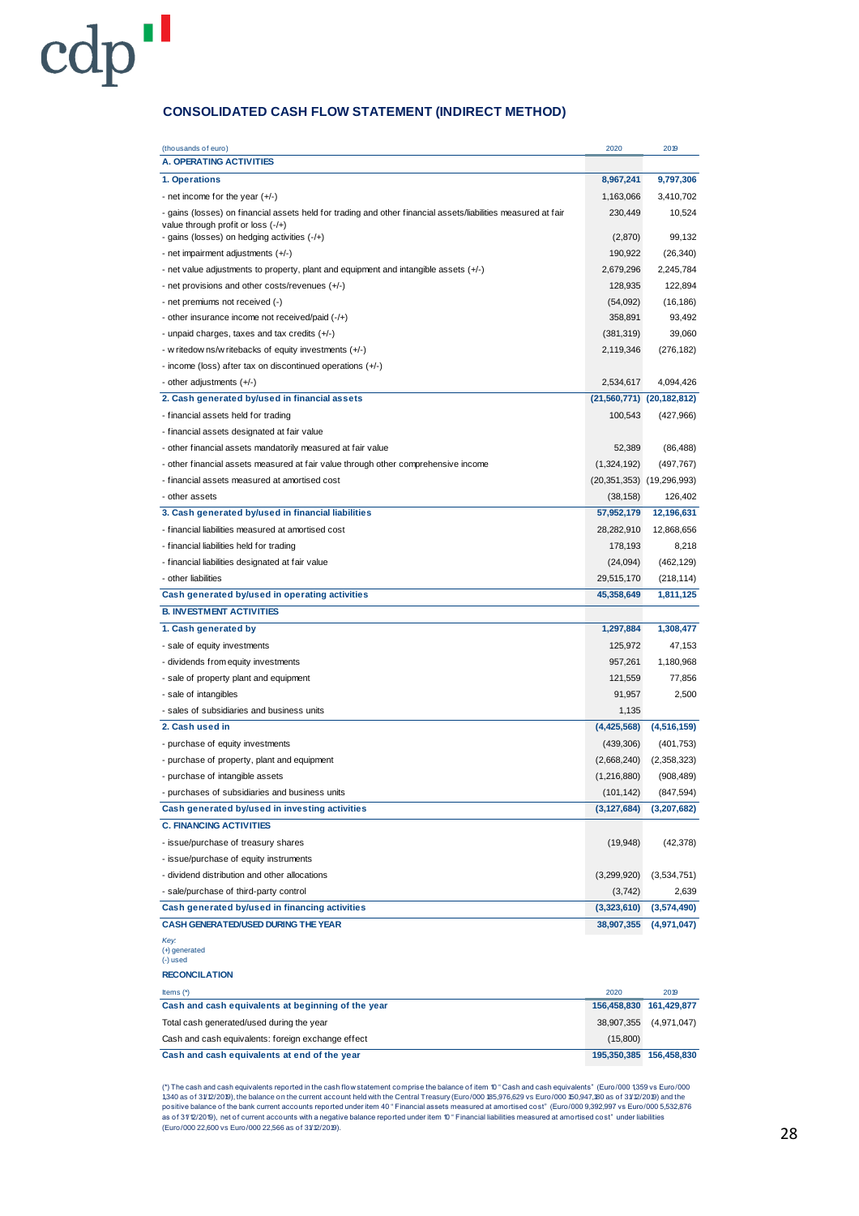## CONSOLIDATED CASH FLOW STATEMENT (INDIRECT METHOD)

| (thousands of euro) | 2020 | 2019 |
|---|---|---|
| **A. OPERATING ACTIVITIES** | | |
| **1. Operations** | **8,967,241** | **9,797,306** |
| - net income for the year (+/-) | 1,163,066 | 3,410,702 |
| - gains (losses) on financial assets held for trading and other financial assets/liabilities measured at fair value through profit or loss (-/+) | 230,449 | 10,524 |
| - gains (losses) on hedging activities (-/+) | (2,870) | 99,132 |
| - net impairment adjustments (+/-) | 190,922 | (26,340) |
| - net value adjustments to property, plant and equipment and intangible assets (+/-) | 2,679,296 | 2,245,784 |
| - net provisions and other costs/revenues (+/-) | 128,935 | 122,894 |
| - net premiums not received (-) | (54,092) | (16,186) |
| - other insurance income not received/paid (-/+) | 358,891 | 93,492 |
| - unpaid charges, taxes and tax credits (+/-) | (381,319) | 39,060 |
| - writedowns/writebacks of equity investments (+/-) | 2,119,346 | (276,182) |
| - income (loss) after tax on discontinued operations (+/-) | | |
| - other adjustments (+/-) | 2,534,617 | 4,094,426 |
| **2. Cash generated by/used in financial assets** | **(21,560,771)** | **(20,182,812)** |
| - financial assets held for trading | 100,543 | (427,966) |
| - financial assets designated at fair value | | |
| - other financial assets mandatorily measured at fair value | 52,389 | (86,488) |
| - other financial assets measured at fair value through other comprehensive income | (1,324,192) | (497,767) |
| - financial assets measured at amortised cost | (20,351,353) | (19,296,993) |
| - other assets | (38,158) | 126,402 |
| **3. Cash generated by/used in financial liabilities** | **57,952,179** | **12,196,631** |
| - financial liabilities measured at amortised cost | 28,282,910 | 12,868,656 |
| - financial liabilities held for trading | 178,193 | 8,218 |
| - financial liabilities designated at fair value | (24,094) | (462,129) |
| - other liabilities | 29,515,170 | (218,114) |
| **Cash generated by/used in operating activities** | **45,358,649** | **1,811,125** |
| **B. INVESTMENT ACTIVITIES** | | |
| **1. Cash generated by** | **1,297,884** | **1,308,477** |
| - sale of equity investments | 125,972 | 47,153 |
| - dividends from equity investments | 957,261 | 1,180,968 |
| - sale of property plant and equipment | 121,559 | 77,856 |
| - sale of intangibles | 91,957 | 2,500 |
| - sales of subsidiaries and business units | 1,135 | |
| **2. Cash used in** | **(4,425,568)** | **(4,516,159)** |
| - purchase of equity investments | (439,306) | (401,753) |
| - purchase of property, plant and equipment | (2,668,240) | (2,358,323) |
| - purchase of intangible assets | (1,216,880) | (908,489) |
| - purchases of subsidiaries and business units | (101,142) | (847,594) |
| **Cash generated by/used in investing activities** | **(3,127,684)** | **(3,207,682)** |
| **C. FINANCING ACTIVITIES** | | |
| - issue/purchase of treasury shares | (19,948) | (42,378) |
| - issue/purchase of equity instruments | | |
| - dividend distribution and other allocations | (3,299,920) | (3,534,751) |
| - sale/purchase of third-party control | (3,742) | 2,639 |
| **Cash generated by/used in financing activities** | **(3,323,610)** | **(3,574,490)** |
| **CASH GENERATED/USED DURING THE YEAR** | **38,907,355** | **(4,971,047)** |

*Key:*
(+) generated
(-) used

**RECONCILIATION**

| Items (*) | 2020 | 2019 |
|---|---|---|
| **Cash and cash equivalents at beginning of the year** | **156,458,830** | **161,429,877** |
| Total cash generated/used during the year | 38,907,355 | (4,971,047) |
| Cash and cash equivalents: foreign exchange effect | (15,800) | |
| **Cash and cash equivalents at end of the year** | **195,350,385** | **156,458,830** |

(*) The cash and cash equivalents reported in the cash flow statement comprise the balance of item 10 "Cash and cash equivalents" (Euro/000 1,359 vs Euro/000 1,340 as of 31/12/2019), the balance on the current account held with the Central Treasury (Euro/000 185,976,629 vs Euro/000 150,947,180 as of 31/12/2019) and the positive balance of the bank current accounts reported under item 40 "Financial assets measured at amortised cost" (Euro/000 9,392,997 vs Euro/000 5,532,876 as of 31/12/2019), net of current accounts with a negative balance reported under item 10 "Financial liabilities measured at amortised cost" under liabilities (Euro/000 22,600 vs Euro/000 22,566 as of 31/12/2019).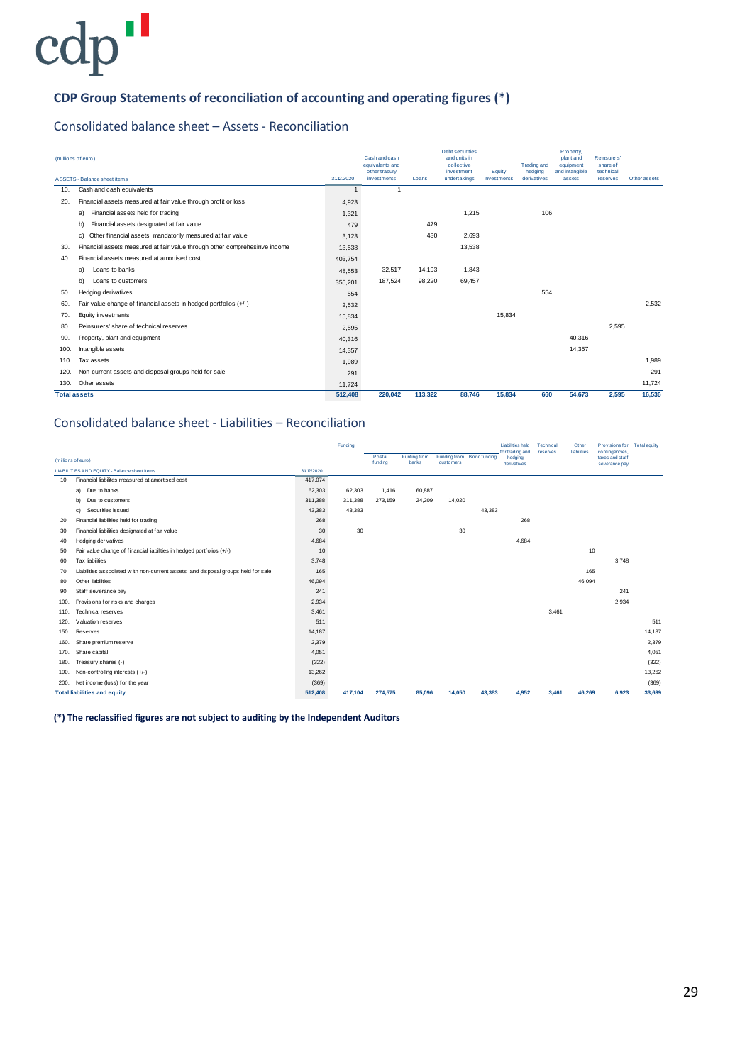## CDP Group Statements of reconciliation of accounting and operating figures (*)

### Consolidated balance sheet – Assets - Reconciliation

| (millions of euro) ASSETS - Balance sheet items | 31.12.2020 | Cash and cash equivalents and other trasury investments | Loans | Debt securities and units in collective investment undertakings | Equity investments | Trading and hedging derivatives | Property, plant and equipment and intangible assets | Reinsurers' share of technical reserves | Other assets |
|---|---|---|---|---|---|---|---|---|---|
| 10. Cash and cash equivalents | 1 | 1 | | | | | | | |
| 20. Financial assets measured at fair value through profit or loss | 4,923 | | | | | | | | |
| a) Financial assets held for trading | 1,321 | | | 1,215 | | 106 | | | |
| b) Financial assets designated at fair value | 479 | | 479 | | | | | | |
| c) Other financial assets mandatorily measured at fair value | 3,123 | | 430 | 2,693 | | | | | |
| 30. Financial assets measured at fair value through other comprehesinve income | 13,538 | | | 13,538 | | | | | |
| 40. Financial assets measured at amortised cost | 403,754 | | | | | | | | |
| a) Loans to banks | 48,553 | 32,517 | 14,193 | 1,843 | | | | | |
| b) Loans to customers | 355,201 | 187,524 | 98,220 | 69,457 | | | | | |
| 50. Hedging derivatives | 554 | | | | | 554 | | | |
| 60. Fair value change of financial assets in hedged portfolios (+/-) | 2,532 | | | | | | | | 2,532 |
| 70. Equity investments | 15,834 | | | | 15,834 | | | | |
| 80. Reinsurers' share of technical reserves | 2,595 | | | | | | | 2,595 | |
| 90. Property, plant and equipment | 40,316 | | | | | | 40,316 | | |
| 100. Intangible assets | 14,357 | | | | | | 14,357 | | |
| 110. Tax assets | 1,989 | | | | | | | | 1,989 |
| 120. Non-current assets and disposal groups held for sale | 291 | | | | | | | | 291 |
| 130. Other assets | 11,724 | | | | | | | | 11,724 |
| **Total assets** | **512,408** | **220,042** | **113,322** | **88,746** | **15,834** | **660** | **54,673** | **2,595** | **16,536** |

### Consolidated balance sheet - Liabilities – Reconciliation

| (millions of euro) LIABILITIES AND EQUITY - Balance sheet items | 31.12.2020 | Funding | Postal funding | Funding from banks | Funding from customers | Bond funding | Liabilities held for trading and hedging derivatives | Technical reserves | Other liabilities | Provisions for contingencies, taxes and staff severance pay | Total equity |
|---|---|---|---|---|---|---|---|---|---|---|---|
| 10. Financial liabilites measured at amortised cost | 417,074 | | | | | | | | | | |
| a) Due to banks | 62,303 | 62,303 | 1,416 | 60,887 | | | | | | | |
| b) Due to customers | 311,388 | 311,388 | 273,159 | 24,209 | 14,020 | | | | | | |
| c) Securities issued | 43,383 | 43,383 | | | | 43,383 | | | | | |
| 20. Financial liabilities held for trading | 268 | | | | | | 268 | | | | |
| 30. Financial liabilities designated at fair value | 30 | 30 | | | 30 | | | | | | |
| 40. Hedging derivatives | 4,684 | | | | | | 4,684 | | | | |
| 50. Fair value change of financial liabilities in hedged portfolios (+/-) | 10 | | | | | | | | 10 | | |
| 60. Tax liabilities | 3,748 | | | | | | | | | 3,748 | |
| 70. Liabilities associated with non-current assets and disposal groups held for sale | 165 | | | | | | | | 165 | | |
| 80. Other liabilities | 46,094 | | | | | | | | 46,094 | | |
| 90. Staff severance pay | 241 | | | | | | | | | 241 | |
| 100. Provisions for risks and charges | 2,934 | | | | | | | | | 2,934 | |
| 110. Technical reserves | 3,461 | | | | | | | 3,461 | | | |
| 120. Valuation reserves | 511 | | | | | | | | | | 511 |
| 150. Reserves | 14,187 | | | | | | | | | | 14,187 |
| 160. Share premium reserve | 2,379 | | | | | | | | | | 2,379 |
| 170. Share capital | 4,051 | | | | | | | | | | 4,051 |
| 180. Treasury shares (-) | (322) | | | | | | | | | | (322) |
| 190. Non-controlling interests (+/-) | 13,262 | | | | | | | | | | 13,262 |
| 200. Net income (loss) for the year | (369) | | | | | | | | | | (369) |
| **Total liabilities and equity** | **512,408** | **417,104** | **274,575** | **85,096** | **14,050** | **43,383** | **4,952** | **3,461** | **46,269** | **6,923** | **33,699** |

**(*) The reclassified figures are not subject to auditing by the Independent Auditors**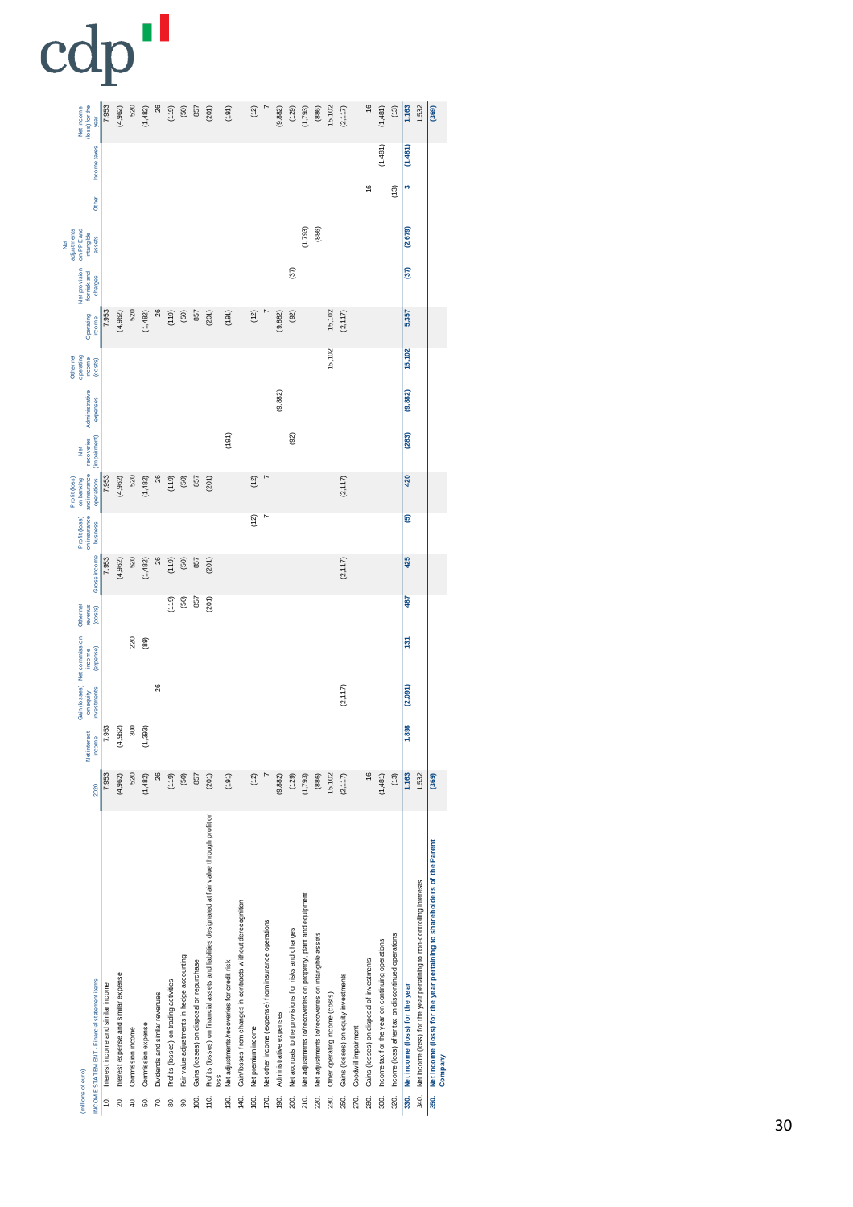(millions of euro)

| INCOME STATEMENT - Financial statement items | 2020 | Net interest income | Gain (losses) on equity investments | Net commission income (expense) | Other net revenues (costs) | Gross income | Profit (loss) on insurance business | Profit (loss) on banking and insurance operations | Net recoveries (impairment) | Administrative expenses | Other net operating income (costs) | Operating income | Net provision for risks and charges | Net adjustments on PPE and intangible assets | Other | Income taxes | Net income (loss) for the year |
|---|---|---|---|---|---|---|---|---|---|---|---|---|---|---|---|---|---|
| 10. Interest income and similar income | 7,953 | 7,953 | | | | 7,953 | | 7,953 | | | | 7,953 | | | | | 7,953 |
| 20. Interest expense and similar expense | (4,962) | (4,962) | | | | (4,962) | | (4,962) | | | | (4,962) | | | | | (4,962) |
| 40. Commission income | 520 | 300 | | 220 | | 520 | | 520 | | | | 520 | | | | | 520 |
| 50. Commission expense | (1,482) | (1,393) | | (89) | | (1,482) | | (1,482) | | | | (1,482) | | | | | (1,482) |
| 70. Dividends and similar revenues | 26 | | 26 | | | 26 | | 26 | | | | 26 | | | | | 26 |
| 80. Profits (losses) on trading activities | (119) | | | | (119) | (119) | | (119) | | | | (119) | | | | | (119) |
| 90. Fair value adjustments in hedge accounting | (50) | | | | (50) | (50) | | (50) | | | | (50) | | | | | (50) |
| 100. Gains (losses) on disposal or repurchase | 857 | | | | 857 | 857 | | 857 | | | | 857 | | | | | 857 |
| 110. Profits (losses) on financial assets and liabilities designated at fair value through profit or loss | (201) | | | | (201) | (201) | | (201) | | | | (201) | | | | | (201) |
| 130. Net adjustments/recoveries for credit risk | (191) | | | | | | | | (191) | | | (191) | | | | | (191) |
| 140. Gain/losses from changes in contracts without derecognition | | | | | | | | | | | | | | | | | |
| 160. Net premium income | (12) | | | | | | (12) | (12) | | | | (12) | | | | | (12) |
| 170. Net other income (expense) from insurance operations | 7 | | | | | | 7 | 7 | | | | 7 | | | | | 7 |
| 190. Administrative expenses | (9,882) | | | | | | | | | (9,882) | | (9,882) | | | | | (9,882) |
| 200. Net accruals to the provisions for risks and charges | (129) | | | | | | | | (92) | | | (92) | (37) | | | | (129) |
| 210. Net adjustments to/recoveries on property, plant and equipment | (1,793) | | | | | | | | | | | | | (1,793) | | | (1,793) |
| 220. Net adjustments to/recoveries on intangible assets | (886) | | | | | | | | | | | | | (886) | | | (886) |
| 230. Other operating income (costs) | 15,102 | | | | | | | | | | 15,102 | 15,102 | | | | | 15,102 |
| 250. Gains (losses) on equity investments | (2,117) | | (2,117) | | | (2,117) | | (2,117) | | | | (2,117) | | | | | (2,117) |
| 270. Goodwill impairment | | | | | | | | | | | | | | | | | |
| 280. Gains (losses) on disposal of investments | 16 | | | | | | | | | | | | | | 16 | | 16 |
| 300. Income tax for the year on continuing operations | (1,481) | | | | | | | | | | | | | | | (1,481) | (1,481) |
| 320. Income (loss) after tax on discontinued operations | (13) | | | | | | | | | | | | | | (13) | | (13) |
| **330. Net income (loss) for the year** | **1,163** | **1,898** | **(2,091)** | **131** | **487** | **425** | **(5)** | **420** | **(283)** | **(9,882)** | **15,102** | **5,357** | **(37)** | **(2,679)** | **3** | **(1,481)** | **1,163** |
| 340. Net income (loss) for the year pertaining to non-controlling interests | 1,532 | | | | | | | | | | | | | | | | 1,532 |
| **350. Net income (loss) for the year pertaining to shareholders of the Parent Company** | **(369)** | | | | | | | | | | | | | | | | **(369)** |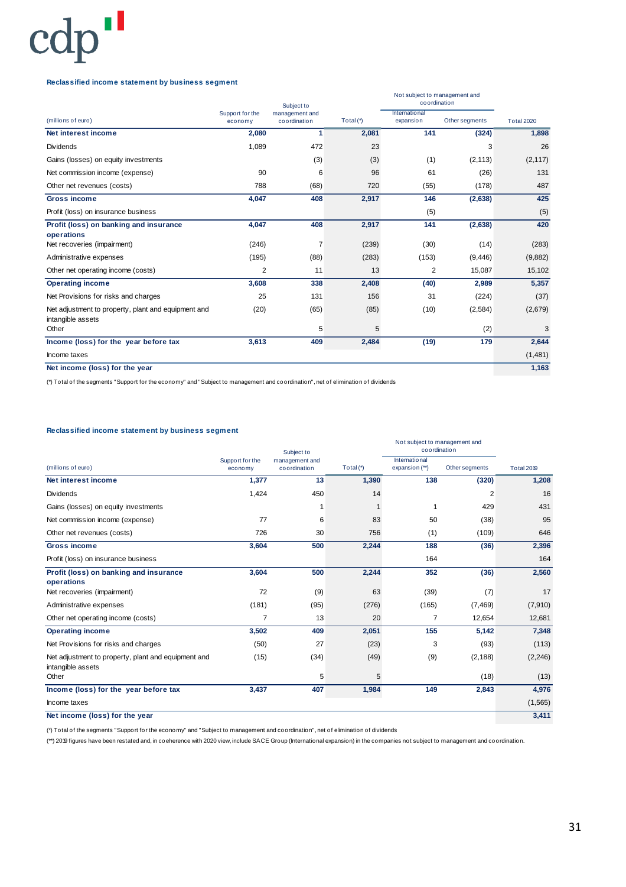#### Reclassified income statement by business segment

| (millions of euro) | Support for the economy | Subject to management and coordination | Total (*) | Not subject to management and coordination | | Total 2020 |
|---|---|---|---|---|---|---|
| | | | | International expansion | Other segments | |
| **Net interest income** | **2,080** | **1** | **2,081** | **141** | **(324)** | **1,898** |
| Dividends | 1,089 | 472 | 23 | | 3 | 26 |
| Gains (losses) on equity investments | | (3) | (3) | (1) | (2,113) | (2,117) |
| Net commission income (expense) | 90 | 6 | 96 | 61 | (26) | 131 |
| Other net revenues (costs) | 788 | (68) | 720 | (55) | (178) | 487 |
| **Gross income** | **4,047** | **408** | **2,917** | **146** | **(2,638)** | **425** |
| Profit (loss) on insurance business | | | | (5) | | (5) |
| **Profit (loss) on banking and insurance operations** | **4,047** | **408** | **2,917** | **141** | **(2,638)** | **420** |
| Net recoveries (impairment) | (246) | 7 | (239) | (30) | (14) | (283) |
| Administrative expenses | (195) | (88) | (283) | (153) | (9,446) | (9,882) |
| Other net operating income (costs) | 2 | 11 | 13 | 2 | 15,087 | 15,102 |
| **Operating income** | **3,608** | **338** | **2,408** | **(40)** | **2,989** | **5,357** |
| Net Provisions for risks and charges | 25 | 131 | 156 | 31 | (224) | (37) |
| Net adjustment to property, plant and equipment and intangible assets | (20) | (65) | (85) | (10) | (2,584) | (2,679) |
| Other | | 5 | 5 | | (2) | 3 |
| **Income (loss) for the year before tax** | **3,613** | **409** | **2,484** | **(19)** | **179** | **2,644** |
| Income taxes | | | | | | (1,481) |
| **Net income (loss) for the year** | | | | | | **1,163** |

(*) Total of the segments "Support for the economy" and "Subject to management and coordination", net of elimination of dividends

#### Reclassified income statement by business segment

| (millions of euro) | Support for the economy | Subject to management and coordination | Total (*) | Not subject to management and coordination | | Total 2019 |
|---|---|---|---|---|---|---|
| | | | | International expansion (**) | Other segments | |
| **Net interest income** | **1,377** | **13** | **1,390** | **138** | **(320)** | **1,208** |
| Dividends | 1,424 | 450 | 14 | | 2 | 16 |
| Gains (losses) on equity investments | | 1 | 1 | 1 | 429 | 431 |
| Net commission income (expense) | 77 | 6 | 83 | 50 | (38) | 95 |
| Other net revenues (costs) | 726 | 30 | 756 | (1) | (109) | 646 |
| **Gross income** | **3,604** | **500** | **2,244** | **188** | **(36)** | **2,396** |
| Profit (loss) on insurance business | | | | 164 | | 164 |
| **Profit (loss) on banking and insurance operations** | **3,604** | **500** | **2,244** | **352** | **(36)** | **2,560** |
| Net recoveries (impairment) | 72 | (9) | 63 | (39) | (7) | 17 |
| Administrative expenses | (181) | (95) | (276) | (165) | (7,469) | (7,910) |
| Other net operating income (costs) | 7 | 13 | 20 | 7 | 12,654 | 12,681 |
| **Operating income** | **3,502** | **409** | **2,051** | **155** | **5,142** | **7,348** |
| Net Provisions for risks and charges | (50) | 27 | (23) | 3 | (93) | (113) |
| Net adjustment to property, plant and equipment and intangible assets | (15) | (34) | (49) | (9) | (2,188) | (2,246) |
| Other | | 5 | 5 | | (18) | (13) |
| **Income (loss) for the year before tax** | **3,437** | **407** | **1,984** | **149** | **2,843** | **4,976** |
| Income taxes | | | | | | (1,565) |
| **Net income (loss) for the year** | | | | | | **3,411** |

(*) Total of the segments "Support for the economy" and "Subject to management and coordination", net of elimination of dividends

(**) 2019 figures have been restated and, in coeherence with 2020 view, include SACE Group (International expansion) in the companies not subject to management and coordination.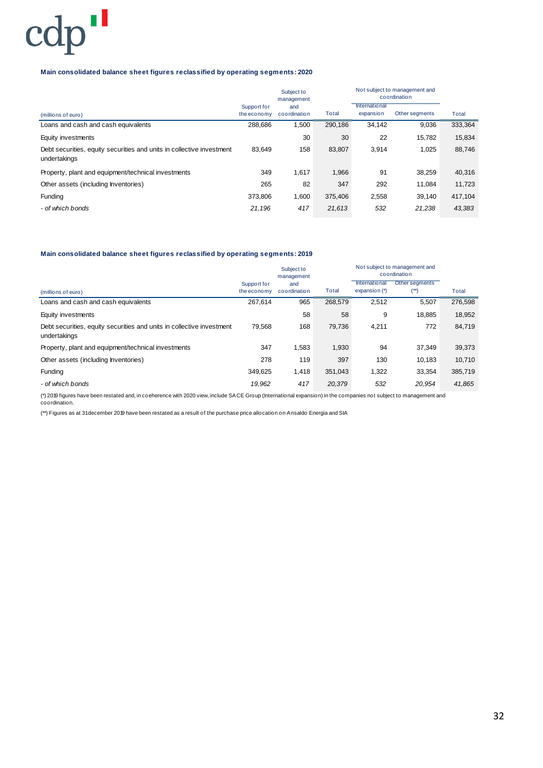**Main consolidated balance sheet figures reclassified by operating segments: 2020**

| (millions of euro) | Support for the economy | Subject to management and coordination | Total | Not subject to management and coordination | | Total |
|---|---|---|---|---|---|---|
| | | | | International expansion | Other segments | |
| Loans and cash and cash equivalents | 288,686 | 1,500 | 290,186 | 34,142 | 9,036 | 333,364 |
| Equity investments | | 30 | 30 | 22 | 15,782 | 15,834 |
| Debt securities, equity securities and units in collective investment undertakings | 83,649 | 158 | 83,807 | 3,914 | 1,025 | 88,746 |
| Property, plant and equipment/technical investments | 349 | 1,617 | 1,966 | 91 | 38,259 | 40,316 |
| Other assets (including Inventories) | 265 | 82 | 347 | 292 | 11,084 | 11,723 |
| Funding | 373,806 | 1,600 | 375,406 | 2,558 | 39,140 | 417,104 |
| *- of which bonds* | *21,196* | *417* | *21,613* | *532* | *21,238* | *43,383* |

**Main consolidated balance sheet figures reclassified by operating segments: 2019**

| (millions of euro) | Support for the economy | Subject to management and coordination | Total | Not subject to management and coordination | | Total |
|---|---|---|---|---|---|---|
| | | | | International expansion (*) | Other segments (**) | |
| Loans and cash and cash equivalents | 267,614 | 965 | 268,579 | 2,512 | 5,507 | 276,598 |
| Equity investments | | 58 | 58 | 9 | 18,885 | 18,952 |
| Debt securities, equity securities and units in collective investment undertakings | 79,568 | 168 | 79,736 | 4,211 | 772 | 84,719 |
| Property, plant and equipment/technical investments | 347 | 1,583 | 1,930 | 94 | 37,349 | 39,373 |
| Other assets (including Inventories) | 278 | 119 | 397 | 130 | 10,183 | 10,710 |
| Funding | 349,625 | 1,418 | 351,043 | 1,322 | 33,354 | 385,719 |
| *- of which bonds* | *19,962* | *417* | *20,379* | *532* | *20,954* | *41,865* |

(*) 2019 figures have been restated and, in coeherence with 2020 view, include SACE Group (International expansion) in the companies not subject to management and coordination.

(**) Figures as at 31december 2019 have been restated as a result of the purchase price allocation on Ansaldo Energia and SIA